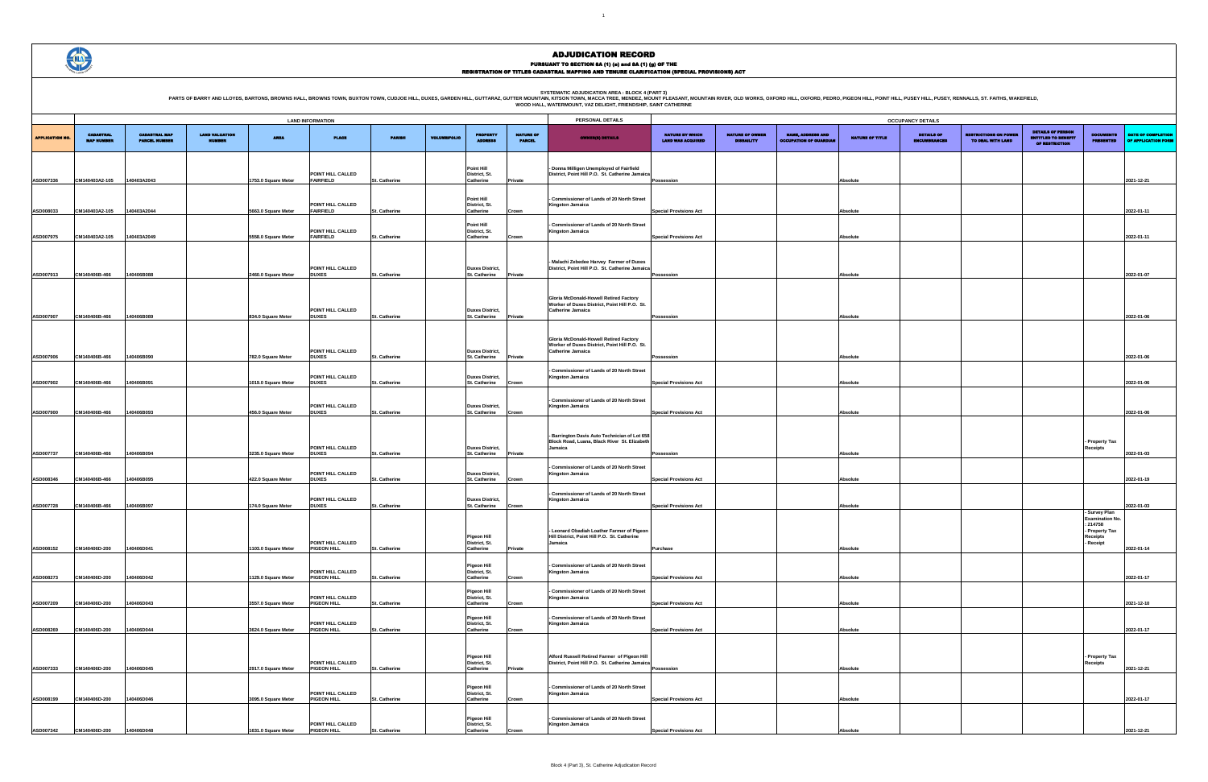# ADJUDICATION RECORD

PURSUANT TO SECTION 8A (1) (e) and 8A (1) (g) OF THE
REGISTRATION OF TITLES CADASTRAL MAPPING AND TENURE CLARIFICATION (SPECIAL PROVISIONS) ACT

SYSTEMATIC ADJUDICATION AREA : BLOCK 4 (PART 3)
PARTS OF BARRY AND LLOYDS, BARTONS, BROWNS HALL, BROWNS TOWN, BUXTON TOWN, CUDJOE HILL, DUXES, GARDEN HILL, GUTTARAZ, GUTTER MOUNTAIN, KITSON TOWN, MACCA TREE, MENDEZ, MOUNT PLEASANT, MOUNTAIN RIVER, OLD WORKS, OXFORD HILL, OXFORD, PEDRO, PIGEON HILL, POINT HILL, PUSEY HILL, PUSEY, RENNALLS, ST. FAITHS, WAKEFIELD, WOOD HALL, WATERMOUNT, VAZ DELIGHT, FRIENDSHIP, SAINT CATHERINE

| | LAND INFORMATION | | | | | | | | | PERSONAL DETAILS | OCCUPANCY DETAILS | | | | | | | | |
|---|---|---|---|---|---|---|---|---|---|---|---|---|---|---|---|---|---|---|---|
| APPLICATION NO. | CADASTRAL MAP NUMBER | CADASTRAL MAP PARCEL NUMBER | LAND VALUATION NUMBER | AREA | PLACE | PARISH | VOLUME/FOLIO | PROPERTY ADDRESS | NATURE OF PARCEL | OWNER(S) DETAILS | NATURE BY WHICH LAND WAS ACQUIRED | NATURE OF OWNER DISBAILITY | NAME, ADDRESS AND OCCUPATION OF GUARDIAN | NATURE OF TITLE | DETAILS OF ENCUMBRANCES | RESTRICTIONS ON POWER TO DEAL WITH LAND | DETAILS OF PERSON ENTITLED TO BENEFIT OF RESTRICTION | DOCUMENTS PRESENTED | DATE OF COMPLETION OF APPLICATION FORM |
| ASD007336 | CM140403A2-105 | 140403A2043 | | 1753.0 Square Meter | POINT HILL CALLED FAIRFIELD | St. Catherine | | Point Hill District, St. Catherine | Private | - Donna Milligen Unemployed of Fairfield District, Point Hill P.O. St. Catherine Jamaica | Possession | | | Absolute | | | | | 2021-12-21 |
| ASD008033 | CM140403A2-105 | 140403A2044 | | 5663.0 Square Meter | POINT HILL CALLED FAIRFIELD | St. Catherine | | Point Hill District, St. Catherine | Crown | - Commissioner of Lands of 20 North Street Kingston Jamaica | Special Provisions Act | | | Absolute | | | | | 2022-01-11 |
| ASD007975 | CM140403A2-105 | 140403A2049 | | 5558.0 Square Meter | POINT HILL CALLED FAIRFIELD | St. Catherine | | Point Hill District, St. Catherine | Crown | - Commissioner of Lands of 20 North Street Kingston Jamaica | Special Provisions Act | | | Absolute | | | | | 2022-01-11 |
| ASD007913 | CM140406B-466 | 140406B088 | | 2460.0 Square Meter | POINT HILL CALLED DUXES | St. Catherine | | Duxes District, St. Catherine | Private | - Malachi Zebedee Harvey Farmer of Duxes District, Point Hill P.O. St. Catherine Jamaica | Possession | | | Absolute | | | | | 2022-01-07 |
| ASD007907 | CM140406B-466 | 140406B089 | | 834.0 Square Meter | POINT HILL CALLED DUXES | St. Catherine | | Duxes District, St. Catherine | Private | Gloria McDonald-Howell Retired Factory Worker of Duxes District, Point Hill P.O. St. Catherine Jamaica | Possession | | | Absolute | | | | | 2022-01-06 |
| ASD007906 | CM140406B-466 | 140406B090 | | 782.0 Square Meter | POINT HILL CALLED DUXES | St. Catherine | | Duxes District, St. Catherine | Private | Gloria McDonald-Howell Retired Factory Worker of Duxes District, Point Hill P.O. St. Catherine Jamaica | Possession | | | Absolute | | | | | 2022-01-06 |
| ASD007902 | CM140406B-466 | 140406B091 | | 1019.0 Square Meter | POINT HILL CALLED DUXES | St. Catherine | | Duxes District, St. Catherine | Crown | - Commissioner of Lands of 20 North Street Kingston Jamaica | Special Provisions Act | | | Absolute | | | | | 2022-01-06 |
| ASD007900 | CM140406B-466 | 140406B093 | | 456.0 Square Meter | POINT HILL CALLED DUXES | St. Catherine | | Duxes District, St. Catherine | Crown | - Commissioner of Lands of 20 North Street Kingston Jamaica | Special Provisions Act | | | Absolute | | | | | 2022-01-06 |
| ASD007737 | CM140406B-466 | 140406B094 | | 3235.0 Square Meter | POINT HILL CALLED DUXES | St. Catherine | | Duxes District, St. Catherine | Private | - Barrington Davis Auto Technician of Lot 658 Block Road, Luana, Black River St. Elizabeth Jamaica | Possession | | | Absolute | | | | - Property Tax Receipts | 2022-01-03 |
| ASD008346 | CM140406B-466 | 140406B095 | | 422.0 Square Meter | POINT HILL CALLED DUXES | St. Catherine | | Duxes District, St. Catherine | Crown | - Commissioner of Lands of 20 North Street Kingston Jamaica | Special Provisions Act | | | Absolute | | | | | 2022-01-19 |
| ASD007728 | CM140406B-466 | 140406B097 | | 174.0 Square Meter | POINT HILL CALLED DUXES | St. Catherine | | Duxes District, St. Catherine | Crown | - Commissioner of Lands of 20 North Street Kingston Jamaica | Special Provisions Act | | | Absolute | | | | | 2022-01-03 |
| ASD008152 | CM140406D-200 | 140406D041 | | 1103.0 Square Meter | POINT HILL CALLED PIGEON HILL | St. Catherine | | Pigeon Hill District, St. Catherine | Private | - Leonard Obadiah Loather Farmer of Pigeon Hill District, Point Hill P.O. St. Catherine Jamaica | Purchase | | | Absolute | | | | - Survey Plan Examination No. - 214758 - Property Tax Receipts - Receipt | 2022-01-14 |
| ASD008273 | CM140406D-200 | 140406D042 | | 1129.0 Square Meter | POINT HILL CALLED PIGEON HILL | St. Catherine | | Pigeon Hill District, St. Catherine | Crown | - Commissioner of Lands of 20 North Street Kingston Jamaica | Special Provisions Act | | | Absolute | | | | | 2022-01-17 |
| ASD007209 | CM140406D-200 | 140406D043 | | 3557.0 Square Meter | POINT HILL CALLED PIGEON HILL | St. Catherine | | Pigeon Hill District, St. Catherine | Crown | - Commissioner of Lands of 20 North Street Kingston Jamaica | Special Provisions Act | | | Absolute | | | | | 2021-12-10 |
| ASD008269 | CM140406D-200 | 140406D044 | | 3624.0 Square Meter | POINT HILL CALLED PIGEON HILL | St. Catherine | | Pigeon Hill District, St. Catherine | Crown | - Commissioner of Lands of 20 North Street Kingston Jamaica | Special Provisions Act | | | Absolute | | | | | 2022-01-17 |
| ASD007333 | CM140406D-200 | 140406D045 | | 2917.0 Square Meter | POINT HILL CALLED PIGEON HILL | St. Catherine | | Pigeon Hill District, St. Catherine | Private | Alford Russell Retired Farmer of Pigeon Hill District, Point Hill P.O. St. Catherine Jamaica | Possession | | | Absolute | | | | - Property Tax Receipts | 2021-12-21 |
| ASD008199 | CM140406D-200 | 140406D046 | | 3095.0 Square Meter | POINT HILL CALLED PIGEON HILL | St. Catherine | | Pigeon Hill District, St. Catherine | Crown | - Commissioner of Lands of 20 North Street Kingston Jamaica | Special Provisions Act | | | Absolute | | | | | 2022-01-17 |
| ASD007342 | CM140406D-200 | 140406D048 | | 1631.0 Square Meter | POINT HILL CALLED PIGEON HILL | St. Catherine | | Pigeon Hill District, St. Catherine | Crown | - Commissioner of Lands of 20 North Street Kingston Jamaica | Special Provisions Act | | | Absolute | | | | | 2021-12-21 |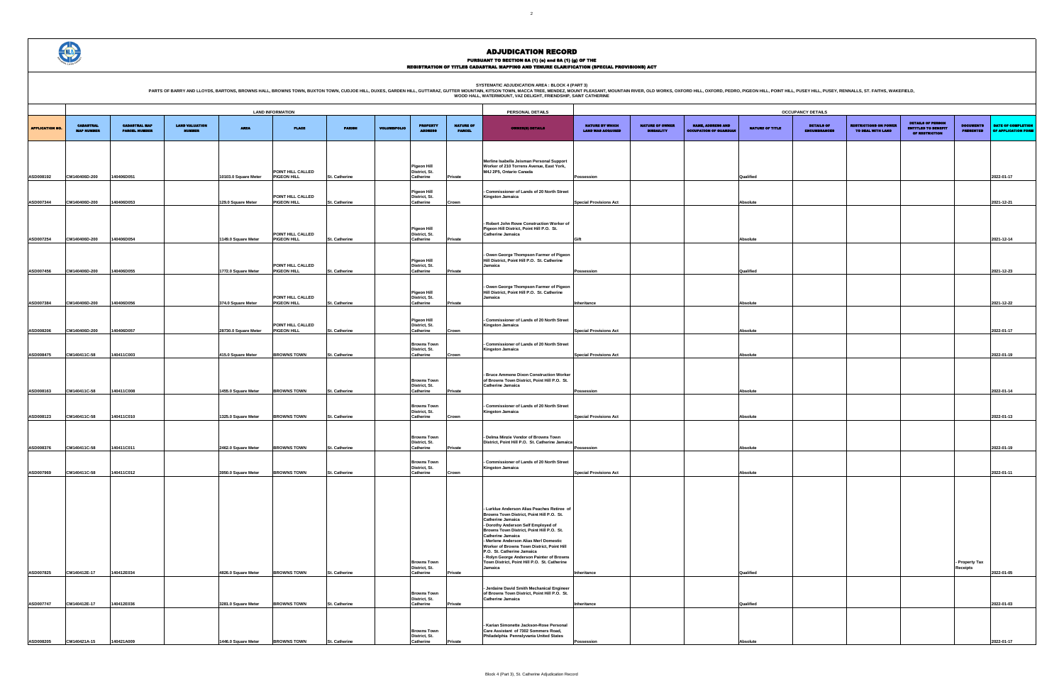# ADJUDICATION RECORD

PURSUANT TO SECTION 8A (1) (e) and 8A (1) (g) OF THE
REGISTRATION OF TITLES CADASTRAL MAPPING AND TENURE CLARIFICATION (SPECIAL PROVISIONS) ACT

SYSTEMATIC ADJUDICATION AREA : BLOCK 4 (PART 3)
PARTS OF BARRY AND LLOYDS, BARTONS, BROWNS HALL, BROWNS TOWN, BUXTON TOWN, CUDJOE HILL, DUKES, GARDEN HILL, GUTTARAZ, GUTTER MOUNTAIN, KITSON TOWN, MACCA TREE, MENDEZ, MOUNT PLEASANT, MOUNTAIN RIVER, OLD WORKS, OXFORD HILL, OXFORD, PEDRO, PIGEON HILL, POINT HILL, PUSEY HILL, PUSEY, RENNALLS, ST. FAITHS, WAKEFIELD, WOOD HALL, WATERMOUNT, VAZ DELIGHT, FRIENDSHIP, SAINT CATHERINE

| APPLICATION NO. | LAND INFORMATION | | | | | | | | | PERSONAL DETAILS | | | | OCCUPANCY DETAILS | | | | | |
|---|---|---|---|---|---|---|---|---|---|---|---|---|---|---|---|---|---|---|---|
| | CADASTRAL MAP NUMBER | CADASTRAL MAP PARCEL NUMBER | LAND VALUATION NUMBER | AREA | PLACE | PARISH | VOLUME/FOLIO | PROPERTY ADDRESS | NATURE OF PARCEL | OWNER(S) DETAILS | NATURE BY WHICH LAND WAS ACQUIRED | NATURE OF OWNER DISABILITY | NAME, ADDRESS AND OCCUPATION OF GUARDIAN | NATURE OF TITLE | DETAILS OF ENCUMBRANCES | RESTRICTIONS ON POWER TO DEAL WITH LAND | DETAILS OF PERSON ENTITLED TO BENEFIT OF RESTRICTION | DOCUMENTS PRESENTED | DATE OF COMPLETION OF APPLICATION FORM |
| ASD008192 | CM140406D-200 | 140406D051 | | 10103.0 Square Meter | POINT HILL CALLED PIGEON HILL | St. Catherine | | Pigeon Hill District, St. Catherine | Private | Merline Isabella Jeisman Personal Support Worker of 210 Torrens Avenue, East York, M4J 2P5, Ontario Canada | Possession | | | Qualified | | | | | 2022-01-17 |
| ASD007344 | CM140406D-200 | 140406D053 | | 129.0 Square Meter | POINT HILL CALLED PIGEON HILL | St. Catherine | | Pigeon Hill District, St. Catherine | Crown | - Commissioner of Lands of 20 North Street Kingston Jamaica | Special Provisions Act | | | Absolute | | | | | 2021-12-21 |
| ASD007254 | CM140406D-200 | 140406D054 | | 1149.0 Square Meter | POINT HILL CALLED PIGEON HILL | St. Catherine | | Pigeon Hill District, St. Catherine | Private | - Robert John Rowe Construction Worker of Pigeon Hill District, Point Hill P.O. St. Catherine Jamaica | Gift | | | Absolute | | | | | 2021-12-14 |
| ASD007456 | CM140406D-200 | 140406D055 | | 1772.0 Square Meter | POINT HILL CALLED PIGEON HILL | St. Catherine | | Pigeon Hill District, St. Catherine | Private | - Owen George Thompson Farmer of Pigeon Hill District, Point Hill P.O. St. Catherine Jamaica | Possession | | | Qualified | | | | | 2021-12-23 |
| ASD007384 | CM140406D-200 | 140406D056 | | 374.0 Square Meter | POINT HILL CALLED PIGEON HILL | St. Catherine | | Pigeon Hill District, St. Catherine | Private | - Owen George Thompson Farmer of Pigeon Hill District, Point Hill P.O. St. Catherine Jamaica | Inheritance | | | Absolute | | | | | 2021-12-22 |
| ASD008206 | CM140406D-200 | 140406D057 | | 28730.0 Square Meter | POINT HILL CALLED PIGEON HILL | St. Catherine | | Pigeon Hill District, St. Catherine | Crown | - Commissioner of Lands of 20 North Street Kingston Jamaica | Special Provisions Act | | | Absolute | | | | | 2022-01-17 |
| ASD008475 | CM140411C-58 | 140411C003 | | 415.0 Square Meter | BROWNS TOWN | St. Catherine | | Browns Town District, St. Catherine | Crown | - Commissioner of Lands of 20 North Street Kingston Jamaica | Special Provisions Act | | | Absolute | | | | | 2022-01-19 |
| ASD008163 | CM140411C-58 | 140411C008 | | 1455.0 Square Meter | BROWNS TOWN | St. Catherine | | Browns Town District, St. Catherine | Private | - Bruce Ammene Dixon Construction Worker of Browns Town District, Point Hill P.O. St. Catherine Jamaica | Possession | | | Absolute | | | | | 2022-01-14 |
| ASD008123 | CM140411C-58 | 140411C010 | | 1325.0 Square Meter | BROWNS TOWN | St. Catherine | | Browns Town District, St. Catherine | Crown | - Commissioner of Lands of 20 North Street Kingston Jamaica | Special Provisions Act | | | Absolute | | | | | 2022-01-13 |
| ASD008376 | CM140411C-58 | 140411C011 | | 2462.0 Square Meter | BROWNS TOWN | St. Catherine | | Browns Town District, St. Catherine | Private | - Delma Minzie Vendor of Browns Town District, Point Hill P.O. St. Catherine Jamaica | Possession | | | Absolute | | | | | 2022-01-19 |
| ASD007969 | CM140411C-58 | 140411C012 | | 3950.0 Square Meter | BROWNS TOWN | St. Catherine | | Browns Town District, St. Catherine | Crown | - Commissioner of Lands of 20 North Street Kingston Jamaica | Special Provisions Act | | | Absolute | | | | | 2022-01-11 |
| ASD007825 | CM140412E-17 | 140412E034 | | 4826.0 Square Meter | BROWNS TOWN | St. Catherine | | Browns Town District, St. Catherine | Private | - Lurklue Anderson Alias Peaches Retiree of Browns Town District, Point Hill P.O. St. Catherine Jamaica<br>- Dorothy Anderson Self Employed of Browns Town District, Point Hill P.O. St. Catherine Jamaica<br>- Merlene Anderson Alias Merl Domestic Worker of Browns Town District, Point Hill P.O. St. Catherine Jamaica<br>- Rolyn George Anderson Painter of Browns Town District, Point Hill P.O. St. Catherine Jamaica | Inheritance | | | Qualified | | | | - Property Tax Receipts | 2022-01-05 |
| ASD007747 | CM140412E-17 | 140412E036 | | 3281.0 Square Meter | BROWNS TOWN | St. Catherine | | Browns Town District, St. Catherine | Private | - Jerdaine David Smith Mechanical Engineer of Browns Town District, Point Hill P.O. St. Catherine Jamaica | Inheritance | | | Qualified | | | | | 2022-01-03 |
| ASD008205 | CM140421A-15 | 140421A009 | | 1446.0 Square Meter | BROWNS TOWN | St. Catherine | | Browns Town District, St. Catherine | Private | - Karian Simonette Jackson-Rose Personal Care Assistant of 7302 Sommers Road, Philadelphia Pennsylvania United States | Possession | | | Absolute | | | | | 2022-01-17 |

Block 4 (Part 3), St. Catherine Adjudication Record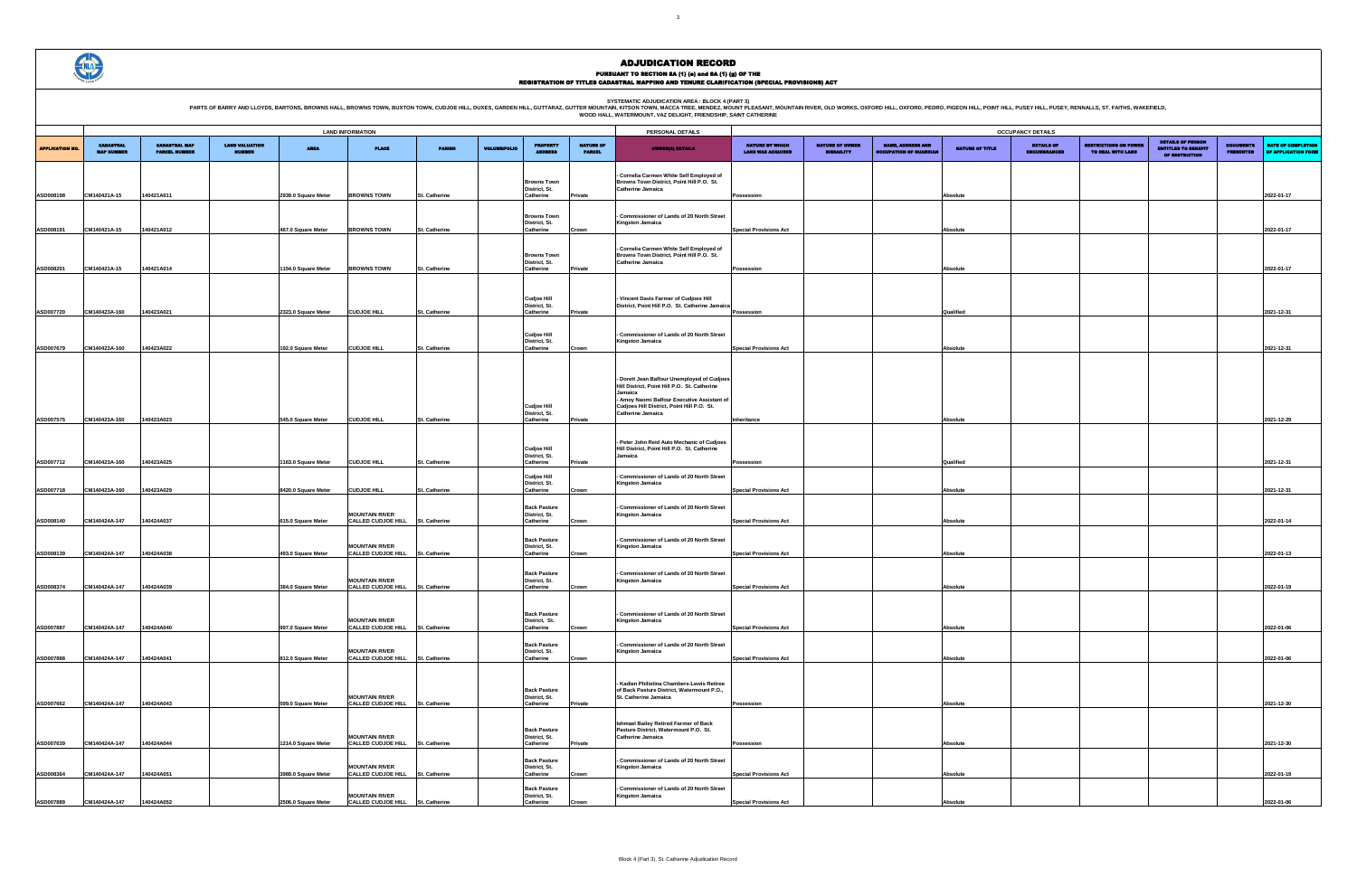# ADJUDICATION RECORD

PURSUANT TO SECTION 8A (1) (e) and 8A (1) (g) OF THE
REGISTRATION OF TITLES CADASTRAL MAPPING AND TENURE CLARIFICATION (SPECIAL PROVISIONS) ACT

SYSTEMATIC ADJUDICATION AREA : BLOCK 4 (PART 3)
PARTS OF BARRY AND LLOYDS, BARTONS, BROWNS HALL, BROWNS TOWN, BUXTON TOWN, CUDJOE HILL, DUXES, GARDEN HILL, GUTTARAZ, GUTTER MOUNTAIN, KITSON TOWN, MACCA TREE, MENDEZ, MOUNT PLEASANT, MOUNTAIN RIVER, OLD WORKS, OXFORD HILL, OXFORD, PEDRO, PIGEON HILL, POINT HILL, PUSEY HILL, PUSEY, RENNALLS, ST. FAITHS, WAKEFIELD, WOOD HALL, WATERMOUNT, VAZ DELIGHT, FRIENDSHIP, SAINT CATHERINE

| | LAND INFORMATION | | | | | | | | | PERSONAL DETAILS | OCCUPANCY DETAILS | | | | | | | | | |
|---|---|---|---|---|---|---|---|---|---|---|---|---|---|---|---|---|---|---|---|---|
| APPLICATION NO. | CADASTRAL MAP NUMBER | CADASTRAL MAP PARCEL NUMBER | LAND VALUATION NUMBER | AREA | PLACE | PARISH | VOLUME/FOLIO | PROPERTY ADDRESS | NATURE OF PARCEL | OWNER(S) DETAILS | NATURE BY WHICH LAND WAS ACQUIRED | NATURE OF OWNER DISABILITY | NAME, ADDRESS AND OCCUPATION OF GUARDIAN | NATURE OF TITLE | DETAILS OF ENCUMBRANCES | RESTRICTIONS ON POWER TO DEAL WITH LAND | DETAILS OF PERSON ENTITLED TO BENEFIT OF RESTRICTION | DOCUMENTS PRESENTED | DATE OF COMPLETION OF APPLICATION FORM |
| ASD008198 | CM140421A-15 | 140421A011 | | 2939.0 Square Meter | BROWNS TOWN | St. Catherine | | Browns Town District, St. Catherine | Private | - Cornelia Carmen White Self Employed of Browns Town District, Point Hill P.O. St. Catherine Jamaica | Possession | | | Absolute | | | | | 2022-01-17 |
| ASD008191 | CM140421A-15 | 140421A012 | | 467.0 Square Meter | BROWNS TOWN | St. Catherine | | Browns Town District, St. Catherine | Crown | - Commissioner of Lands of 20 North Street Kingston Jamaica | Special Provisions Act | | | Absolute | | | | | 2022-01-17 |
| ASD008201 | CM140421A-15 | 140421A014 | | 1154.0 Square Meter | BROWNS TOWN | St. Catherine | | Browns Town District, St. Catherine | Private | - Cornelia Carmen White Self Employed of Browns Town District, Point Hill P.O. St. Catherine Jamaica | Possession | | | Absolute | | | | | 2022-01-17 |
| ASD007720 | CM140423A-160 | 140423A021 | | 2323.0 Square Meter | CUDJOE HILL | St. Catherine | | Cudjoe Hill District, St. Catherine | Private | - Vincent Davis Farmer of Cudjoes Hill District, Point Hill P.O. St. Catherine Jamaica | Possession | | | Qualified | | | | | 2021-12-31 |
| ASD007679 | CM140423A-160 | 140423A022 | | 192.0 Square Meter | CUDJOE HILL | St. Catherine | | Cudjoe Hill District, St. Catherine | Crown | - Commissioner of Lands of 20 North Street Kingston Jamaica | Special Provisions Act | | | Absolute | | | | | 2021-12-31 |
| ASD007575 | CM140423A-160 | 140423A023 | | 545.0 Square Meter | CUDJOE HILL | St. Catherine | | Cudjoe Hill District, St. Catherine | Private | - Dorett Jean Balfour Unemployed of Cudjoes Hill District, Point Hill P.O. St. Catherine Jamaica<br>- Amoy Naomi Balfour Executive Assistant of Cudjoes Hill District, Point Hill P.O. St. Catherine Jamaica | Inheritance | | | Absolute | | | | | 2021-12-29 |
| ASD007712 | CM140423A-160 | 140423A025 | | 1163.0 Square Meter | CUDJOE HILL | St. Catherine | | Cudjoe Hill District, St. Catherine | Private | - Peter John Reid Auto Mechanic of Cudjoes Hill District, Point Hill P.O. St. Catherine Jamaica | Possession | | | Qualified | | | | | 2021-12-31 |
| ASD007718 | CM140423A-160 | 140423A029 | | 8420.0 Square Meter | CUDJOE HILL | St. Catherine | | Cudjoe Hill District, St. Catherine | Crown | - Commissioner of Lands of 20 North Street Kingston Jamaica | Special Provisions Act | | | Absolute | | | | | 2021-12-31 |
| ASD008140 | CM140424A-147 | 140424A037 | | 615.0 Square Meter | MOUNTAIN RIVER CALLED CUDJOE HILL | St. Catherine | | Back Pasture District, St. Catherine | Crown | - Commissioner of Lands of 20 North Street Kingston Jamaica | Special Provisions Act | | | Absolute | | | | | 2022-01-14 |
| ASD008139 | CM140424A-147 | 140424A038 | | 493.0 Square Meter | MOUNTAIN RIVER CALLED CUDJOE HILL | St. Catherine | | Back Pasture District, St. Catherine | Crown | - Commissioner of Lands of 20 North Street Kingston Jamaica | Special Provisions Act | | | Absolute | | | | | 2022-01-13 |
| ASD008374 | CM140424A-147 | 140424A039 | | 384.0 Square Meter | MOUNTAIN RIVER CALLED CUDJOE HILL | St. Catherine | | Back Pasture District, St. Catherine | Crown | - Commissioner of Lands of 20 North Street Kingston Jamaica | Special Provisions Act | | | Absolute | | | | | 2022-01-19 |
| ASD007887 | CM140424A-147 | 140424A040 | | 897.0 Square Meter | MOUNTAIN RIVER CALLED CUDJOE HILL | St. Catherine | | Back Pasture District, St. Catherine | Crown | - Commissioner of Lands of 20 North Street Kingston Jamaica | Special Provisions Act | | | Absolute | | | | | 2022-01-06 |
| ASD007888 | CM140424A-147 | 140424A041 | | 812.0 Square Meter | MOUNTAIN RIVER CALLED CUDJOE HILL | St. Catherine | | Back Pasture District, St. Catherine | Crown | - Commissioner of Lands of 20 North Street Kingston Jamaica | Special Provisions Act | | | Absolute | | | | | 2022-01-06 |
| ASD007662 | CM140424A-147 | 140424A043 | | 599.0 Square Meter | MOUNTAIN RIVER CALLED CUDJOE HILL | St. Catherine | | Back Pasture District, St. Catherine | Private | - Kadien Philistina Chambers-Lewis Retiree of Back Pasture District, Watermount P.O., St. Catherine Jamaica | Possession | | | Absolute | | | | | 2021-12-30 |
| ASD007639 | CM140424A-147 | 140424A044 | | 1214.0 Square Meter | MOUNTAIN RIVER CALLED CUDJOE HILL | St. Catherine | | Back Pasture District, St. Catherine | Private | Ishmael Bailey Retired Farmer of Back Pasture District, Watermount P.O. St. Catherine Jamaica | Possession | | | Absolute | | | | | 2021-12-30 |
| ASD008364 | CM140424A-147 | 140424A051 | | 3989.0 Square Meter | MOUNTAIN RIVER CALLED CUDJOE HILL | St. Catherine | | Back Pasture District, St. Catherine | Crown | - Commissioner of Lands of 20 North Street Kingston Jamaica | Special Provisions Act | | | Absolute | | | | | 2022-01-19 |
| ASD007889 | CM140424A-147 | 140424A052 | | 2506.0 Square Meter | MOUNTAIN RIVER CALLED CUDJOE HILL | St. Catherine | | Back Pasture District, St. Catherine | Crown | - Commissioner of Lands of 20 North Street Kingston Jamaica | Special Provisions Act | | | Absolute | | | | | 2022-01-06 |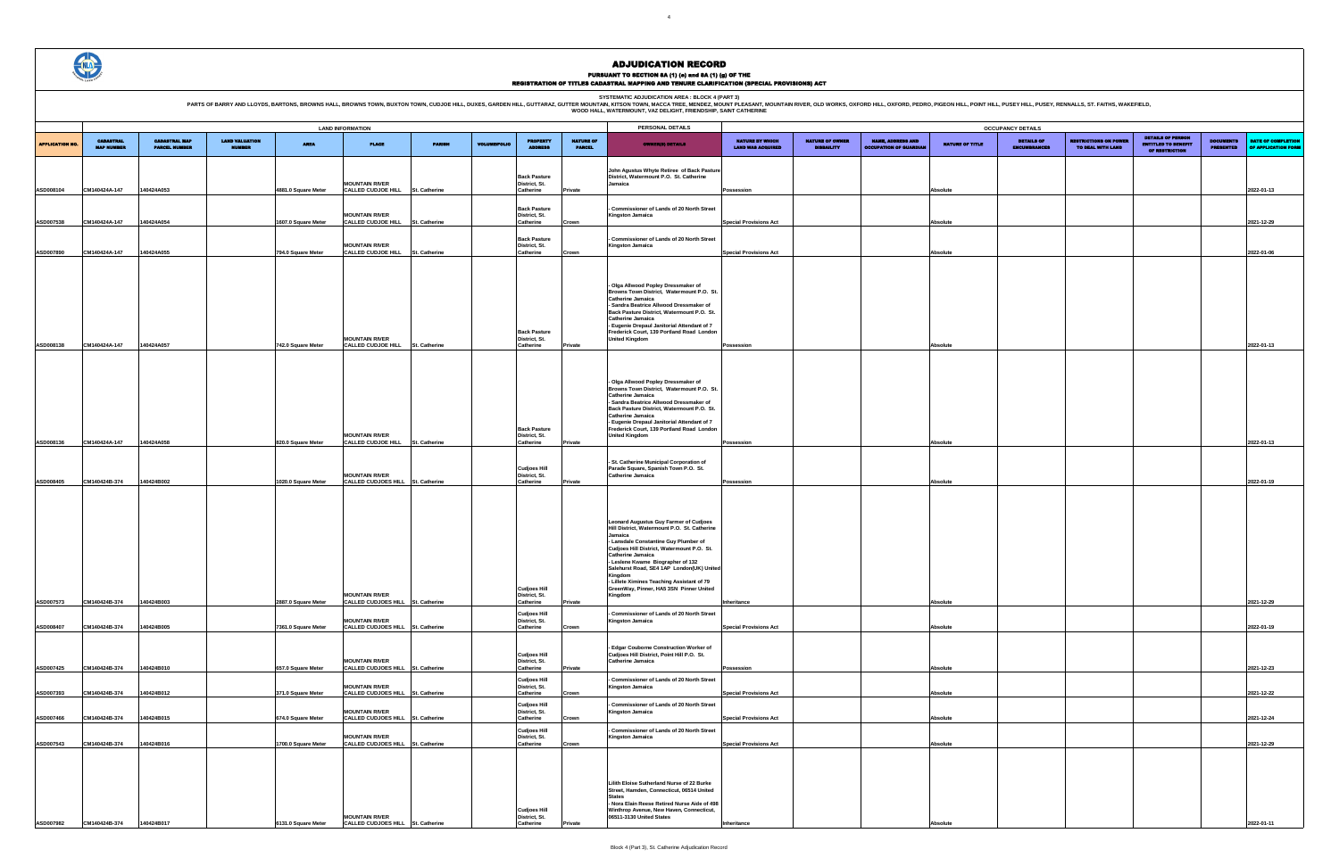# ADJUDICATION RECORD

PURSUANT TO SECTION 8A (1) (e) and 8A (1) (g) OF THE
REGISTRATION OF TITLES CADASTRAL MAPPING AND TENURE CLARIFICATION (SPECIAL PROVISIONS) ACT

SYSTEMATIC ADJUDICATION AREA : BLOCK 4 (PART 3)

PARTS OF BARRY AND LLOYDS, BARTONS, BROWNS HALL, BROWNS TOWN, BUXTON TOWN, CUDJOE HILL, DUXES, GARDEN HILL, GUTTARAZ, GUTTER MOUNTAIN, KITSON TOWN, MACCA TREE, MENDEZ, MOUNT PLEASANT, MOUNTAIN RIVER, OLD WORKS, OXFORD HILL, OXFORD, PEDRO, PIGEON HILL, POINT HILL, PUSEY HILL, PUSEY, RENNALLS, ST. FAITHS, WAKEFIELD, WOOD HALL, WATERMOUNT, VAZ DELIGHT, FRIENDSHIP, SAINT CATHERINE

| APPLICATION NO. | LAND INFORMATION | | | | | | | | | PERSONAL DETAILS | OCCUPANCY DETAILS | | | | | | | | |
|---|---|---|---|---|---|---|---|---|---|---|---|---|---|---|---|---|---|---|---|
| | CADASTRAL MAP NUMBER | CADASTRAL MAP PARCEL NUMBER | LAND VALUATION NUMBER | AREA | PLACE | PARISH | VOLUME/FOLIO | PROPERTY ADDRESS | NATURE OF PARCEL | OWNER(S) DETAILS | NATURE BY WHICH LAND WAS ACQUIRED | NATURE OF OWNER DISABILITY | NAME, ADDRESS AND OCCUPATION OF GUARDIAN | NATURE OF TITLE | DETAILS OF ENCUMBRANCES | RESTRICTIONS ON POWER TO DEAL WITH LAND | DETAILS OF PERSON ENTITLED TO BENEFIT OF RESTRICTION | DOCUMENTS PRESENTED | DATE OF COMPLETION OF APPLICATION FORM |
| ASD008104 | CM140424A-147 | 140424A053 | | 4881.0 Square Meter | MOUNTAIN RIVER CALLED CUDJOE HILL | St. Catherine | | Back Pasture District, St. Catherine | Private | John Agustus Whyte Retiree of Back Pasture District, Watermount P.O. St. Catherine Jamaica | Possession | | | Absolute | | | | | 2022-01-13 |
| ASD007538 | CM140424A-147 | 140424A054 | | 1607.0 Square Meter | MOUNTAIN RIVER CALLED CUDJOE HILL | St. Catherine | | Back Pasture District, St. Catherine | Crown | - Commissioner of Lands of 20 North Street Kingston Jamaica | Special Provisions Act | | | Absolute | | | | | 2021-12-29 |
| ASD007890 | CM140424A-147 | 140424A055 | | 794.0 Square Meter | MOUNTAIN RIVER CALLED CUDJOE HILL | St. Catherine | | Back Pasture District, St. Catherine | Crown | - Commissioner of Lands of 20 North Street Kingston Jamaica | Special Provisions Act | | | Absolute | | | | | 2022-01-06 |
| ASD008138 | CM140424A-147 | 140424A057 | | 742.0 Square Meter | MOUNTAIN RIVER CALLED CUDJOE HILL | St. Catherine | | Back Pasture District, St. Catherine | Private | - Olga Allwood Popley Dressmaker of Browns Town District, Watermount P.O. St. Catherine Jamaica<br>- Sandra Beatrice Allwood Dressmaker of Back Pasture District, Watermount P.O. St. Catherine Jamaica<br>- Eugenie Drepaul Janitorial Attendant of 7 Frederick Court, 139 Portland Road London United Kingdom | Possession | | | Absolute | | | | | 2022-01-13 |
| ASD008136 | CM140424A-147 | 140424A058 | | 820.0 Square Meter | MOUNTAIN RIVER CALLED CUDJOE HILL | St. Catherine | | Back Pasture District, St. Catherine | Private | - Olga Allwood Popley Dressmaker of Browns Town District, Watermount P.O. St. Catherine Jamaica<br>- Sandra Beatrice Allwood Dressmaker of Back Pasture District, Watermount P.O. St. Catherine Jamaica<br>- Eugenie Drepaul Janitorial Attendant of 7 Frederick Court, 139 Portland Road London United Kingdom | Possession | | | Absolute | | | | | 2022-01-13 |
| ASD008405 | CM140424B-374 | 140424B002 | | 1020.0 Square Meter | MOUNTAIN RIVER CALLED CUDJOES HILL | St. Catherine | | Cudjoes Hill District, St. Catherine | Private | - St. Catherine Municipal Corporation of Parade Square, Spanish Town P.O. St. Catherine Jamaica | Possession | | | Absolute | | | | | 2022-01-19 |
| ASD007573 | CM140424B-374 | 140424B003 | | 2887.0 Square Meter | MOUNTAIN RIVER CALLED CUDJOES HILL | St. Catherine | | Cudjoes Hill District, St. Catherine | Private | Leonard Augustus Guy Farmer of Cudjoes Hill District, Watermount P.O. St. Catherine Jamaica<br>- Lansdale Constantine Guy Plumber of Cudjoes Hill District, Watermount P.O. St. Catherine Jamaica<br>- Leslene Kwame Biographer of 132 Salehurst Road, SE4 1AP London(UK) United Kingdom<br>- Lillete Ximines Teaching Assistant of 79 GreenWay, Pinner, HA5 3SN Pinner United Kingdom | Inheritance | | | Absolute | | | | | 2021-12-29 |
| ASD008407 | CM140424B-374 | 140424B005 | | 7361.0 Square Meter | MOUNTAIN RIVER CALLED CUDJOES HILL | St. Catherine | | Cudjoes Hill District, St. Catherine | Crown | - Commissioner of Lands of 20 North Street Kingston Jamaica | Special Provisions Act | | | Absolute | | | | | 2022-01-19 |
| ASD007425 | CM140424B-374 | 140424B010 | | 657.0 Square Meter | MOUNTAIN RIVER CALLED CUDJOES HILL | St. Catherine | | Cudjoes Hill District, St. Catherine | Private | - Edgar Couborne Construction Worker of Cudjoes Hill District, Point Hill P.O. St. Catherine Jamaica | Possession | | | Absolute | | | | | 2021-12-23 |
| ASD007393 | CM140424B-374 | 140424B012 | | 371.0 Square Meter | MOUNTAIN RIVER CALLED CUDJOES HILL | St. Catherine | | Cudjoes Hill District, St. Catherine | Crown | - Commissioner of Lands of 20 North Street Kingston Jamaica | Special Provisions Act | | | Absolute | | | | | 2021-12-22 |
| ASD007466 | CM140424B-374 | 140424B015 | | 674.0 Square Meter | MOUNTAIN RIVER CALLED CUDJOES HILL | St. Catherine | | Cudjoes Hill District, St. Catherine | Crown | - Commissioner of Lands of 20 North Street Kingston Jamaica | Special Provisions Act | | | Absolute | | | | | 2021-12-24 |
| ASD007543 | CM140424B-374 | 140424B016 | | 1700.0 Square Meter | MOUNTAIN RIVER CALLED CUDJOES HILL | St. Catherine | | Cudjoes Hill District, St. Catherine | Crown | - Commissioner of Lands of 20 North Street Kingston Jamaica | Special Provisions Act | | | Absolute | | | | | 2021-12-29 |
| ASD007982 | CM140424B-374 | 140424B017 | | 6131.0 Square Meter | MOUNTAIN RIVER CALLED CUDJOES HILL | St. Catherine | | Cudjoes Hill District, St. Catherine | Private | Lilith Eloise Sutherland Nurse of 22 Burke Street, Hamden, Connecticut, 06514 United States<br>- Nora Elain Reese Retired Nurse Aide of 498 Winthrop Avenue, New Haven, Connecticut, 06511-3130 United States | Inheritance | | | Absolute | | | | | 2022-01-11 |

Block 4 (Part 3), St. Catherine Adjudication Record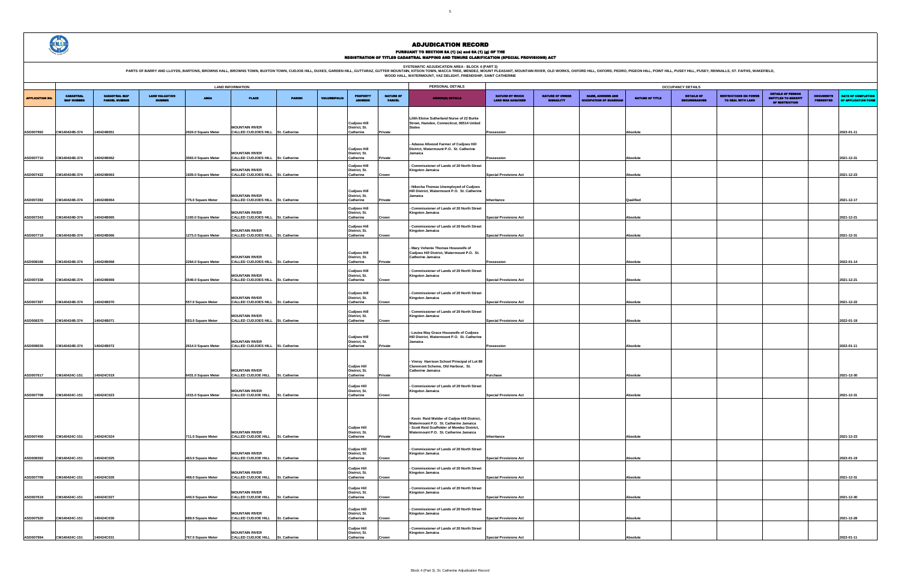# ADJUDICATION RECORD

**PURSUANT TO SECTION 8A (1) (e) and 8A (1) (g) OF THE**

**REGISTRATION OF TITLES CADASTRAL MAPPING AND TENURE CLARIFICATION (SPECIAL PROVISIONS) ACT**

**SYSTEMATIC ADJUDICATION AREA : BLOCK 4 (PART 3)**

PARTS OF BARRY AND LLOYDS, BARTONS, BROWNS HALL, BROWNS TOWN, BUXTON TOWN, CUDJOE HILL, DUXES, GARDEN HILL, GUTTARAZ, GUTTER MOUNTAIN, KITSON TOWN, MACCA TREE, MENDEZ, MOUNT PLEASANT, MOUNTAIN RIVER, OLD WORKS, OXFORD HILL, OXFORD, PEDRO, PIGEON HILL, POINT HILL, PUSEY HILL, PUSEY, RENNALLS, ST. FAITHS, WAKEFIELD, WOOD HALL, WATERMOUNT, VAZ DELIGHT, FRIENDSHIP, SAINT CATHERINE

| LAND INFORMATION | | | | | | | | | | PERSONAL DETAILS | OCCUPANCY DETAILS | | | | | | | | | |
|---|---|---|---|---|---|---|---|---|---|---|---|---|---|---|---|---|---|---|---|---|
| APPLICATION NO. | CADASTRAL MAP NUMBER | CADASTRAL MAP PARCEL NUMBER | LAND VALUATION NUMBER | AREA | PLACE | PARISH | VOLUME/FOLIO | PROPERTY ADDRESS | NATURE OF PARCEL | OWNER(S) DETAILS | NATURE BY WHICH LAND WAS ACQUIRED | NATURE OF OWNER DISABILITY | NAME, ADDRESS AND OCCUPATION OF GUARDIAN | NATURE OF TITLE | DETAILS OF ENCUMBRANCES | RESTRICTIONS ON POWER TO DEAL WITH LAND | DETAILS OF PERSON ENTITLED TO BENEFIT OF RESTRICTION | DOCUMENTS PRESENTED | DATE OF COMPLETION OF APPLICATION FORM |
| ASD007992 | CM140424B-374 | 140424B051 | | 2024.0 Square Meter | MOUNTAIN RIVER CALLED CUDJOES HILL | St. Catherine | | Cudjoes Hill District, St. Catherine | Private | Lilith Eloise Sutherland Nurse of 22 Burke Street, Hamden, Connecticut, 06514 United States | Possession | | | Absolute | | | | | 2022-01-11 |
| ASD007710 | CM140424B-374 | 140424B062 | | 3563.0 Square Meter | MOUNTAIN RIVER CALLED CUDJOES HILL | St. Catherine | | Cudjoes Hill District, St. Catherine | Private | - Adassa Allwood Farmer of Cudjoes Hill District, Watermount P.O. St. Catherine Jamaica | Possession | | | Absolute | | | | | 2021-12-31 |
| ASD007432 | CM140424B-374 | 140424B063 | | 1929.0 Square Meter | MOUNTAIN RIVER CALLED CUDJOES HILL | St. Catherine | | Cudjoes Hill District, St. Catherine | Crown | - Commissioner of Lands of 20 North Street Kingston Jamaica | Special Provisions Act | | | Absolute | | | | | 2021-12-23 |
| ASD007282 | CM140424B-374 | 140424B064 | | 775.0 Square Meter | MOUNTAIN RIVER CALLED CUDJOES HILL | St. Catherine | | Cudjoes Hill District, St. Catherine | Private | - Nikecha Thomas Unemployed of Cudjoes Hill District, Watermount P.O. St. Catherine Jamaica | Inheritance | | | Qualified | | | | | 2021-12-17 |
| ASD007343 | CM140424B-374 | 140424B065 | | 1193.0 Square Meter | MOUNTAIN RIVER CALLED CUDJOES HILL | St. Catherine | | Cudjoes Hill District, St. Catherine | Crown | - Commissioner of Lands of 20 North Street Kingston Jamaica | Special Provisions Act | | | Absolute | | | | | 2021-12-21 |
| ASD007719 | CM140424B-374 | 140424B066 | | 1273.0 Square Meter | MOUNTAIN RIVER CALLED CUDJOES HILL | St. Catherine | | Cudjoes Hill District, St. Catherine | Crown | - Commissioner of Lands of 20 North Street Kingston Jamaica | Special Provisions Act | | | Absolute | | | | | 2021-12-31 |
| ASD008166 | CM140424B-374 | 140424B068 | | 2264.0 Square Meter | MOUNTAIN RIVER CALLED CUDJOES HILL | St. Catherine | | Cudjoes Hill District, St. Catherine | Private | - Mary Vehonie Thomas Housewife of Cudjoes Hill District, Watermount P.O. St. Catherine Jamaica | Possession | | | Absolute | | | | | 2022-01-14 |
| ASD007338 | CM140424B-374 | 140424B069 | | 2549.0 Square Meter | MOUNTAIN RIVER CALLED CUDJOES HILL | St. Catherine | | Cudjoes Hill District, St. Catherine | Crown | - Commissioner of Lands of 20 North Street Kingston Jamaica | Special Provisions Act | | | Absolute | | | | | 2021-12-21 |
| ASD007397 | CM140424B-374 | 140424B070 | | 557.0 Square Meter | MOUNTAIN RIVER CALLED CUDJOES HILL | St. Catherine | | Cudjoes Hill District, St. Catherine | Crown | - Commissioner of Lands of 20 North Street Kingston Jamaica | Special Provisions Act | | | Absolute | | | | | 2021-12-22 |
| ASD008370 | CM140424B-374 | 140424B071 | | 553.0 Square Meter | MOUNTAIN RIVER CALLED CUDJOES HILL | St. Catherine | | Cudjoes Hill District, St. Catherine | Crown | - Commissioner of Lands of 20 North Street Kingston Jamaica | Special Provisions Act | | | Absolute | | | | | 2022-01-19 |
| ASD008035 | CM140424B-374 | 140424B072 | | 2614.0 Square Meter | MOUNTAIN RIVER CALLED CUDJOES HILL | St. Catherine | | Cudjoes Hill District, St. Catherine | Private | - Louise May Grace Housewife of Cudjoes Hill District, Watermount P.O. St. Catherine Jamaica | Possession | | | Absolute | | | | | 2022-01-11 |
| ASD007617 | CM140424C-151 | 140424C019 | | 6431.0 Square Meter | MOUNTAIN RIVER CALLED CUDJOE HILL | St. Catherine | | Cudjoe Hill District, St. Catherine | Private | - Vinroy Harrison School Principal of Lot 88 Claremont Scheme, Old Harbour, St. Catherine Jamaica | Purchase | | | Absolute | | | | | 2021-12-30 |
| ASD007708 | CM140424C-151 | 140424C023 | | 1015.0 Square Meter | MOUNTAIN RIVER CALLED CUDJOE HILL | St. Catherine | | Cudjoe Hill District, St. Catherine | Crown | - Commissioner of Lands of 20 North Street Kingston Jamaica | Special Provisions Act | | | Absolute | | | | | 2021-12-31 |
| ASD007450 | CM140424C-151 | 140424C024 | | 711.0 Square Meter | MOUNTAIN RIVER CALLED CUDJOE HILL | St. Catherine | | Cudjoe Hill District, St. Catherine | Private | - Kevin Reid Welder of Cudjoe Hill District, Watermount P.O. St. Catherine Jamaica<br>- Scott Reid Scaffolder of Mendez District, Watermount P.O. St. Catherine Jamaica | Inheritance | | | Absolute | | | | | 2021-12-23 |
| ASD008392 | CM140424C-151 | 140424C025 | | 463.0 Square Meter | MOUNTAIN RIVER CALLED CUDJOE HILL | St. Catherine | | Cudjoe Hill District, St. Catherine | Crown | - Commissioner of Lands of 20 North Street Kingston Jamaica | Special Provisions Act | | | Absolute | | | | | 2022-01-19 |
| ASD007709 | CM140424C-151 | 140424C026 | | 468.0 Square Meter | MOUNTAIN RIVER CALLED CUDJOE HILL | St. Catherine | | Cudjoe Hill District, St. Catherine | Crown | - Commissioner of Lands of 20 North Street Kingston Jamaica | Special Provisions Act | | | Absolute | | | | | 2021-12-31 |
| ASD007619 | CM140424C-151 | 140424C027 | | 440.0 Square Meter | MOUNTAIN RIVER CALLED CUDJOE HILL | St. Catherine | | Cudjoe Hill District, St. Catherine | Crown | - Commissioner of Lands of 20 North Street Kingston Jamaica | Special Provisions Act | | | Absolute | | | | | 2021-12-30 |
| ASD007520 | CM140424C-151 | 140424C030 | | 689.0 Square Meter | MOUNTAIN RIVER CALLED CUDJOE HILL | St. Catherine | | Cudjoe Hill District, St. Catherine | Crown | - Commissioner of Lands of 20 North Street Kingston Jamaica | Special Provisions Act | | | Absolute | | | | | 2021-12-28 |
| ASD007994 | CM140424C-151 | 140424C031 | | 767.0 Square Meter | MOUNTAIN RIVER CALLED CUDJOE HILL | St. Catherine | | Cudjoe Hill District, St. Catherine | Crown | - Commissioner of Lands of 20 North Street Kingston Jamaica | Special Provisions Act | | | Absolute | | | | | 2022-01-11 |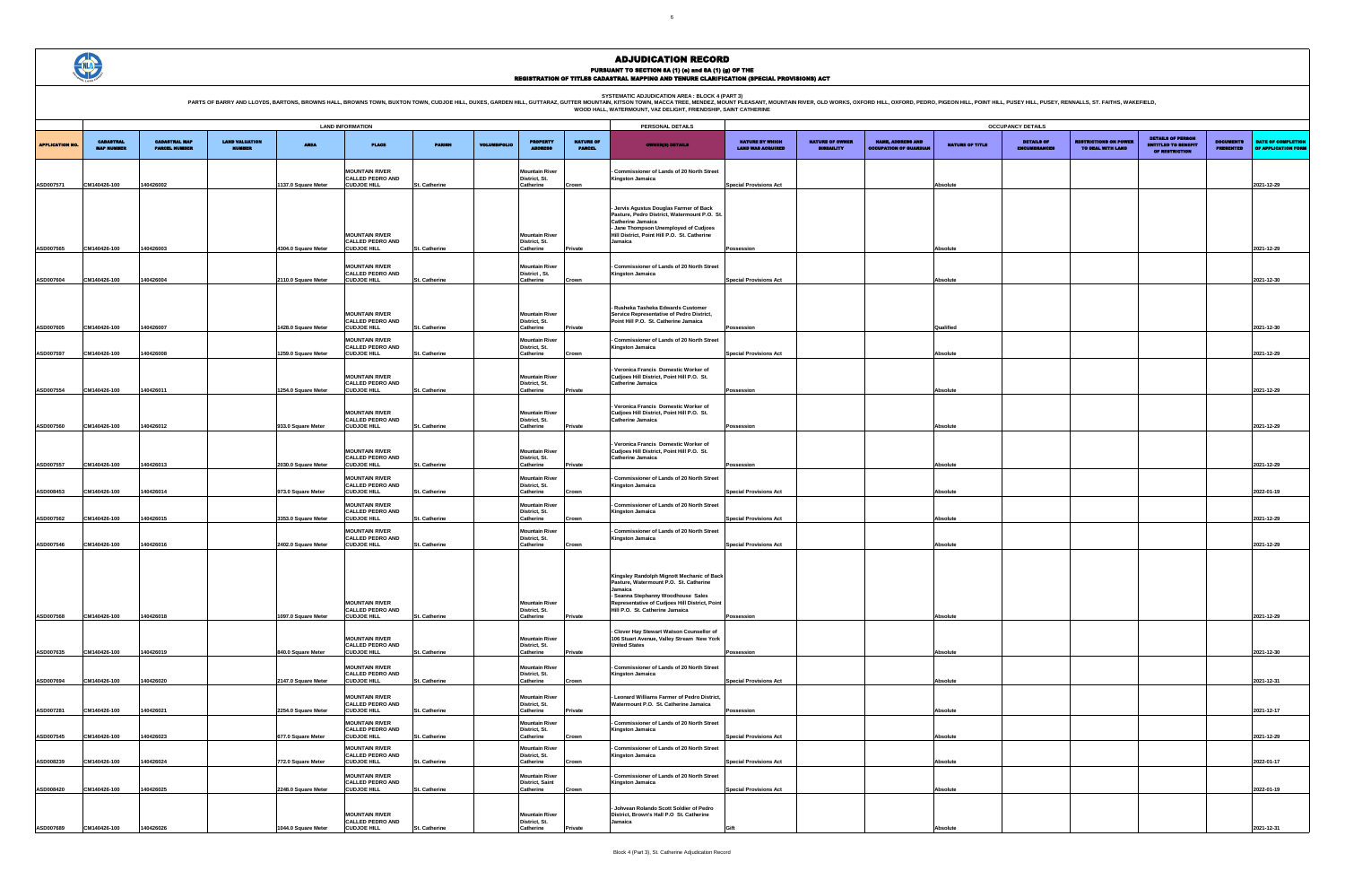# ADJUDICATION RECORD

PURSUANT TO SECTION 8A (1) (e) and 8A (1) (g) OF THE

REGISTRATION OF TITLES CADASTRAL MAPPING AND TENURE CLARIFICATION (SPECIAL PROVISIONS) ACT

SYSTEMATIC ADJUDICATION AREA : BLOCK 4 (PART 3)

PARTS OF BARRY AND LLOYDS, BARTONS, BROWNS HALL, BROWNS TOWN, BUXTON TOWN, CUDJOE HILL, DUXES, GARDEN HILL, GUTTARAZ, GUTTER MOUNTAIN, KITSON TOWN, MACCA TREE, MENDEZ, MOUNT PLEASANT, MOUNTAIN RIVER, OLD WORKS, OXFORD HILL, OXFORD, PEDRO, PIGEON HILL, POINT HILL, PUSEY HILL, PUSEY, RENNALLS, ST. FAITHS, WAKEFIELD, WOOD HALL, WATERMOUNT, VAZ DELIGHT, FRIENDSHIP, SAINT CATHERINE

| | LAND INFORMATION | | | | | | | | | PERSONAL DETAILS | | | | OCCUPANCY DETAILS | | | | | |
|---|---|---|---|---|---|---|---|---|---|---|---|---|---|---|---|---|---|---|---|
| APPLICATION NO. | CADASTRAL MAP NUMBER | CADASTRAL MAP PARCEL NUMBER | LAND VALUATION NUMBER | AREA | PLACE | PARISH | VOLUME/FOLIO | PROPERTY ADDRESS | NATURE OF PARCEL | OWNER(S) DETAILS | NATURE BY WHICH LAND WAS ACQUIRED | NATURE OF OWNER DISABILITY | NAME, ADDRESS AND OCCUPATION OF GUARDIAN | NATURE OF TITLE | DETAILS OF ENCUMBRANCES | RESTRICTIONS ON POWER TO DEAL WITH LAND | DETAILS OF PERSON ENTITLED TO BENEFIT OF RESTRICTION | DOCUMENTS PRESENTED | DATE OF COMPLETION OF APPLICATION FORM |
| ASD007571 | CM140426-100 | 140426002 | | 1137.0 Square Meter | MOUNTAIN RIVER CALLED PEDRO AND CUDJOE HILL | St. Catherine | | Mountain River District, St. Catherine | Crown | - Commissioner of Lands of 20 North Street Kingston Jamaica | Special Provisions Act | | | Absolute | | | | | 2021-12-29 |
| ASD007565 | CM140426-100 | 140426003 | | 4304.0 Square Meter | MOUNTAIN RIVER CALLED PEDRO AND CUDJOE HILL | St. Catherine | | Mountain River District, St. Catherine | Private | - Jervis Agustus Douglas Farmer of Back Pasture, Pedro District, Watermount P.O. St. Catherine Jamaica<br>- Jane Thompson Unemployed of Cudjoes Hill District, Point Hill P.O. St. Catherine Jamaica | Possession | | | Absolute | | | | | 2021-12-29 |
| ASD007604 | CM140426-100 | 140426004 | | 2110.0 Square Meter | MOUNTAIN RIVER CALLED PEDRO AND CUDJOE HILL | St. Catherine | | Mountain River District , St. Catherine | Crown | - Commissioner of Lands of 20 North Street Kingston Jamaica | Special Provisions Act | | | Absolute | | | | | 2021-12-30 |
| ASD007605 | CM140426-100 | 140426007 | | 1428.0 Square Meter | MOUNTAIN RIVER CALLED PEDRO AND CUDJOE HILL | St. Catherine | | Mountain River District, St. Catherine | Private | - Rusheka Tasheka Edwards Customer Service Representative of Pedro District, Point Hill P.O. St. Catherine Jamaica | Possession | | | Qualified | | | | | 2021-12-30 |
| ASD007597 | CM140426-100 | 140426008 | | 1259.0 Square Meter | MOUNTAIN RIVER CALLED PEDRO AND CUDJOE HILL | St. Catherine | | Mountain River District, St. Catherine | Crown | - Commissioner of Lands of 20 North Street Kingston Jamaica | Special Provisions Act | | | Absolute | | | | | 2021-12-29 |
| ASD007554 | CM140426-100 | 140426011 | | 1254.0 Square Meter | MOUNTAIN RIVER CALLED PEDRO AND CUDJOE HILL | St. Catherine | | Mountain River District, St. Catherine | Private | - Veronica Francis Domestic Worker of Cudjoes Hill District, Point Hill P.O. St. Catherine Jamaica | Possession | | | Absolute | | | | | 2021-12-29 |
| ASD007560 | CM140426-100 | 140426012 | | 933.0 Square Meter | MOUNTAIN RIVER CALLED PEDRO AND CUDJOE HILL | St. Catherine | | Mountain River District, St. Catherine | Private | - Veronica Francis Domestic Worker of Cudjoes Hill District, Point Hill P.O. St. Catherine Jamaica | Possession | | | Absolute | | | | | 2021-12-29 |
| ASD007557 | CM140426-100 | 140426013 | | 2030.0 Square Meter | MOUNTAIN RIVER CALLED PEDRO AND CUDJOE HILL | St. Catherine | | Mountain River District, St. Catherine | Private | - Veronica Francis Domestic Worker of Cudjoes Hill District, Point Hill P.O. St. Catherine Jamaica | Possession | | | Absolute | | | | | 2021-12-29 |
| ASD008453 | CM140426-100 | 140426014 | | 973.0 Square Meter | MOUNTAIN RIVER CALLED PEDRO AND CUDJOE HILL | St. Catherine | | Mountain River District, St. Catherine | Crown | - Commissioner of Lands of 20 North Street Kingston Jamaica | Special Provisions Act | | | Absolute | | | | | 2022-01-19 |
| ASD007562 | CM140426-100 | 140426015 | | 3353.0 Square Meter | MOUNTAIN RIVER CALLED PEDRO AND CUDJOE HILL | St. Catherine | | Mountain River District, St. Catherine | Crown | - Commissioner of Lands of 20 North Street Kingston Jamaica | Special Provisions Act | | | Absolute | | | | | 2021-12-29 |
| ASD007546 | CM140426-100 | 140426016 | | 2402.0 Square Meter | MOUNTAIN RIVER CALLED PEDRO AND CUDJOE HILL | St. Catherine | | Mountain River District, St. Catherine | Crown | - Commissioner of Lands of 20 North Street Kingston Jamaica | Special Provisions Act | | | Absolute | | | | | 2021-12-29 |
| ASD007568 | CM140426-100 | 140426018 | | 1097.0 Square Meter | MOUNTAIN RIVER CALLED PEDRO AND CUDJOE HILL | St. Catherine | | Mountain River District, St. Catherine | Private | Kingsley Randolph Mignott Mechanic of Back Pasture, Watermount P.O. St. Catherine Jamaica<br>- Seanna Stephanny Woodhouse Sales Representative of Cudjoes Hill District, Point Hill P.O. St. Catherine Jamaica | Possession | | | Absolute | | | | | 2021-12-29 |
| ASD007635 | CM140426-100 | 140426019 | | 840.0 Square Meter | MOUNTAIN RIVER CALLED PEDRO AND CUDJOE HILL | St. Catherine | | Mountain River District, St. Catherine | Private | - Clover Hay Stewart Watson Counsellor of 106 Stuart Avenue, Valley Stream New York United States | Possession | | | Absolute | | | | | 2021-12-30 |
| ASD007694 | CM140426-100 | 140426020 | | 2147.0 Square Meter | MOUNTAIN RIVER CALLED PEDRO AND CUDJOE HILL | St. Catherine | | Mountain River District, St. Catherine | Crown | - Commissioner of Lands of 20 North Street Kingston Jamaica | Special Provisions Act | | | Absolute | | | | | 2021-12-31 |
| ASD007281 | CM140426-100 | 140426021 | | 2254.0 Square Meter | MOUNTAIN RIVER CALLED PEDRO AND CUDJOE HILL | St. Catherine | | Mountain River District, St. Catherine | Private | - Leonard Williams Farmer of Pedro District, Watermount P.O. St. Catherine Jamaica | Possession | | | Absolute | | | | | 2021-12-17 |
| ASD007545 | CM140426-100 | 140426023 | | 677.0 Square Meter | MOUNTAIN RIVER CALLED PEDRO AND CUDJOE HILL | St. Catherine | | Mountain River District, St. Catherine | Crown | - Commissioner of Lands of 20 North Street Kingston Jamaica | Special Provisions Act | | | Absolute | | | | | 2021-12-29 |
| ASD008239 | CM140426-100 | 140426024 | | 772.0 Square Meter | MOUNTAIN RIVER CALLED PEDRO AND CUDJOE HILL | St. Catherine | | Mountain River District, St. Catherine | Crown | - Commissioner of Lands of 20 North Street Kingston Jamaica | Special Provisions Act | | | Absolute | | | | | 2022-01-17 |
| ASD008420 | CM140426-100 | 140426025 | | 2248.0 Square Meter | MOUNTAIN RIVER CALLED PEDRO AND CUDJOE HILL | St. Catherine | | Mountain River District, Saint Catherine | Crown | - Commissioner of Lands of 20 North Street Kingston Jamaica | Special Provisions Act | | | Absolute | | | | | 2022-01-19 |
| ASD007689 | CM140426-100 | 140426026 | | 1044.0 Square Meter | MOUNTAIN RIVER CALLED PEDRO AND CUDJOE HILL | St. Catherine | | Mountain River District, St. Catherine | Private | - Johwan Rolando Scott Soldier of Pedro District, Brown's Hall P.O St. Catherine Jamaica | Gift | | | Absolute | | | | | 2021-12-31 |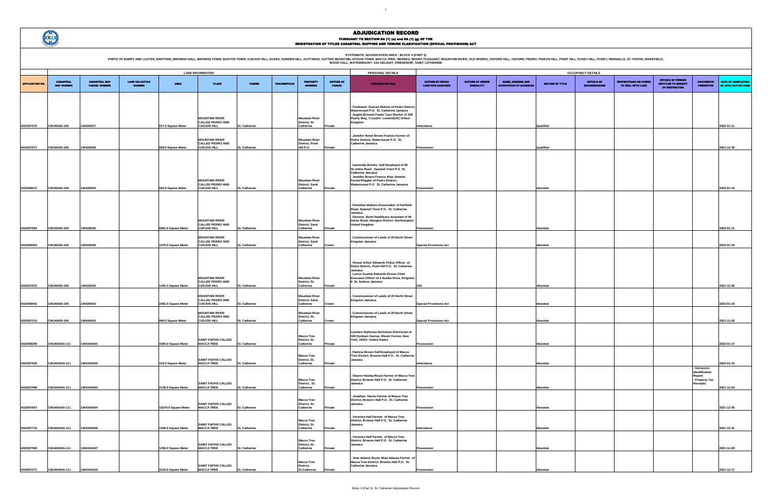# ADJUDICATION RECORD

PURSUANT TO SECTION 8A (1) (e) and 8A (1) (g) OF THE

REGISTRATION OF TITLES CADASTRAL MAPPING AND TENURE CLARIFICATION (SPECIAL PROVISIONS) ACT

SYSTEMATIC ADJUDICATION AREA : BLOCK 4 (PART 3)

PARTS OF BARRY AND LLOYDS, BARTONS, BROWNS HALL, BROWNS TOWN, BUXTON TOWN, CUDJOE HILL, DUXES, GARDEN HILL, GUTTARAZ, GUTTER MOUNTAIN, KITSON TOWN, MACCA TREE, MENDEZ, MOUNT PLEASANT, MOUNTAIN RIVER, OLD WORKS, OXFORD HILL, OXFORD, PEDRO, PIGEON HILL, POINT HILL, PUSEY HILL, PUSEY, RENNALLS, ST. FAITHS, WAKEFIELD, WOOD HALL, WATERMOUNT, VAZ DELIGHT, FRIENDSHIP, SAINT CATHERINE

| APPLICATION NO. | LAND INFORMATION | | | | | | | | | PERSONAL DETAILS | OCCUPANCY DETAILS | | | | | | | | | |
|---|---|---|---|---|---|---|---|---|---|---|---|---|---|---|---|---|---|---|---|---|
| | CADASTRAL MAP NUMBER | CADASTRAL MAP PARCEL NUMBER | LAND VALUATION NUMBER | AREA | PLACE | PARISH | VOLUME/FOLIO | PROPERTY ADDRESS | NATURE OF PARCEL | OWNER(S) DETAILS | NATURE BY WHICH LAND WAS ACQUIRED | NATURE OF OWNER DISABILITY | NAME, ADDRESS AND OCCUPATION OF GUARDIAN | NATURE OF TITLE | DETAILS OF ENCUMBRANCES | RESTRICTIONS ON POWER TO DEAL WITH LAND | DETAILS OF PERSON ENTITLED TO BENEFIT OF RESTRICTION | DOCUMENTS PRESENTED | DATE OF COMPLETION OF APPLICATION FORM |
| ASD007979 | CM140426-100 | 140426027 | | 817.0 Square Meter | MOUNTAIN RIVER CALLED PEDRO AND CUDJOE HILL | St. Catherine | | Mountain River District, St. Catherine | Private | - Ferdinand Duncan Retiree of Pedro District, Watermount P.O. St. Catherine Jamaica<br>- Angela Brissett Foster Care Worker of 338 Pearly Way, Croydon London(UK) United Kingdom | Inheritance | | | Qualified | | | | | 2022-01-11 |
| ASD007671 | CM140426-100 | 140426028 | | 829.0 Square Meter | MOUNTAIN RIVER CALLED PEDRO AND CUDJOE HILL | St. Catherine | | Mountain River District, Point Hill P.O | Private | - Jennifer Annet Brown Francis Farmer of Pedro District, Watermount P.O. St. Catherine Jamaica | Possession | | | Qualified | | | | | 2021-12-30 |
| ASD008472 | CM140426-100 | 140426029 | | 562.0 Square Meter | MOUNTAIN RIVER CALLED PEDRO AND CUDJOE HILL | St. Catherine | | Mountain River District, Saint Catherine | Private | - Isamenda Brooks Self Employed of 58 St.Johns Road , Spanish Town P.O St. Catherine Jamaica<br>- Jennifer Brown-Francis Alias Annette Farmer/Higgler of Pedro District, Watermount P.O. St. Catherine Jamaica | Possession | | | Absolute | | | | | 2022-01-19 |
| ASD007991 | CM140426-100 | 140426036 | | 6061.0 Square Meter | MOUNTAIN RIVER CALLED PEDRO AND CUDJOE HILL | St. Catherine | | Mountain River District, Saint Catherine | Private | - Dorothea Walters Dressmaker of Fairfield Road, Spanish Town P.O. St. Catherine Jamaica<br>- Dezrene Bond Healthcare Assistant of 49 Derby Road, Abington District Northampton United Kingdom | Possession | | | Absolute | | | | | 2022-01-11 |
| ASD008454 | CM140426-100 | 140426038 | | 1075.0 Square Meter | MOUNTAIN RIVER CALLED PEDRO AND CUDJOE HILL | St. Catherine | | Mountain River District, Saint Catherine | Crown | - Commissioner of Lands of 20 North Street Kingston Jamaica | Special Provisions Act | | | Absolute | | | | | 2022-01-19 |
| ASD007675 | CM140426-100 | 140426039 | | 1442.0 Square Meter | MOUNTAIN RIVER CALLED PEDRO AND CUDJOE HILL | St. Catherine | | Mountain River District, St. Catherine | Private | - Orneal Arthur Edwards Police Officer of Pedro District, Point Hill P.O. St. Catherine Jamaica<br>- Lorice Suzette Edwards Brown Chief Executive Officer of 4 Acadia Drive, Kingston 8 St. Andrew Jamaica | Gift | | | Absolute | | | | | 2021-12-30 |
| ASD008442 | CM140426-100 | 140426042 | | 2402.0 Square Meter | MOUNTAIN RIVER CALLED PEDRO AND CUDJOE HILL | St. Catherine | | Mountain River District, Saint Catherine | Crown | - Commissioner of Lands of 20 North Street Kingston Jamaica | Special Provisions Act | | | Absolute | | | | | 2022-01-19 |
| ASD007315 | CM140426-100 | 140426043 | | 990.0 Square Meter | MOUNTAIN RIVER CALLED PEDRO AND CUDJOE HILL | St. Catherine | | Mountain River District, St. Catherine | Crown | - Commissioner of Lands of 20 North Street Kingston Jamaica | Special Provisions Act | | | Absolute | | | | | 2021-12-20 |
| ASD008208 | CM140434A-111 | 140434A001 | | 4300.0 Square Meter | SAINT FAITHS CALLED MACCA TREE | St. Catherine | | Macca Tree District, St. Catherine | Private | Lambert Alphonso Nicholson Electrician of 428 Dunham Avenue, Mount Vernon, New York, 10553 United States | Possession | | | Absolute | | | | | 2022-01-17 |
| ASD007930 | CM140434A-111 | 140434A002 | | 415.0 Square Meter | SAINT FAITHS CALLED MACCA TREE | St. Catherine | | Macca Tree District, St. Catherine | Private | - Patricia Brown Self-Employed of Macca Tree District, Browns Hall P.O. St. Catherine Jamaica | Inheritance | | | Absolute | | | | | 2022-01-10 |
| ASD007498 | CM140434A-111 | 140434A003 | | 2139.0 Square Meter | SAINT FAITHS CALLED MACCA TREE | St. Catherine | | Macca Tree District, St. Catherine | Private | - Sharon Heslop-Royal Farmer of Macca Tree District, Browns Hall P.O. St. Catherine Jamaica | Possession | | | Absolute | | | | - Surveyors Identification Report<br>- Property Tax Receipts | 2021-12-24 |
| ASD007667 | CM140434A-111 | 140434A004 | | 10279.0 Square Meter | SAINT FAITHS CALLED MACCA TREE | St. Catherine | | Macca Tree District, St. Catherine | Private | - Jonathan Harris Farmer of Macca Tree District, Brown's Hall P.O. St. Catherine Jamaica | Possession | | | Absolute | | | | | 2021-12-30 |
| ASD007715 | CM140434A-111 | 140434A006 | | 1256.0 Square Meter | SAINT FAITHS CALLED MACCA TREE | St. Catherine | | Macca Tree District, St. Catherine | Private | - Veronica Hall Farmer of Macca Tree District, Browns Hall P.O. St. Catherine Jamaica | Inheritance | | | Absolute | | | | | 2021-12-31 |
| ASD007590 | CM140434A-111 | 140434A007 | | 1256.0 Square Meter | SAINT FAITHS CALLED MACCA TREE | St. Catherine | | Macca Tree District, St. Catherine | Private | - Veronica Hall Farmer of Macca Tree District, Browns Hall P.O. St. Catherine Jamaica | Possession | | | Absolute | | | | | 2021-12-29 |
| ASD007271 | CM140434A-111 | 140434A010 | | 3319.0 Square Meter | SAINT FAITHS CALLED MACCA TREE | St. Catherine | | Macca Tree District, St.Catherine | Private | - Jean Adassa Bryan Alias Adassa Farmer of Macca Tree District, Browns Hall P.O. St. Catherine Jamaica | Possession | | | Absolute | | | | | 2021-12-17 |

Block 4 (Part 3), St. Catherine Adjudication Record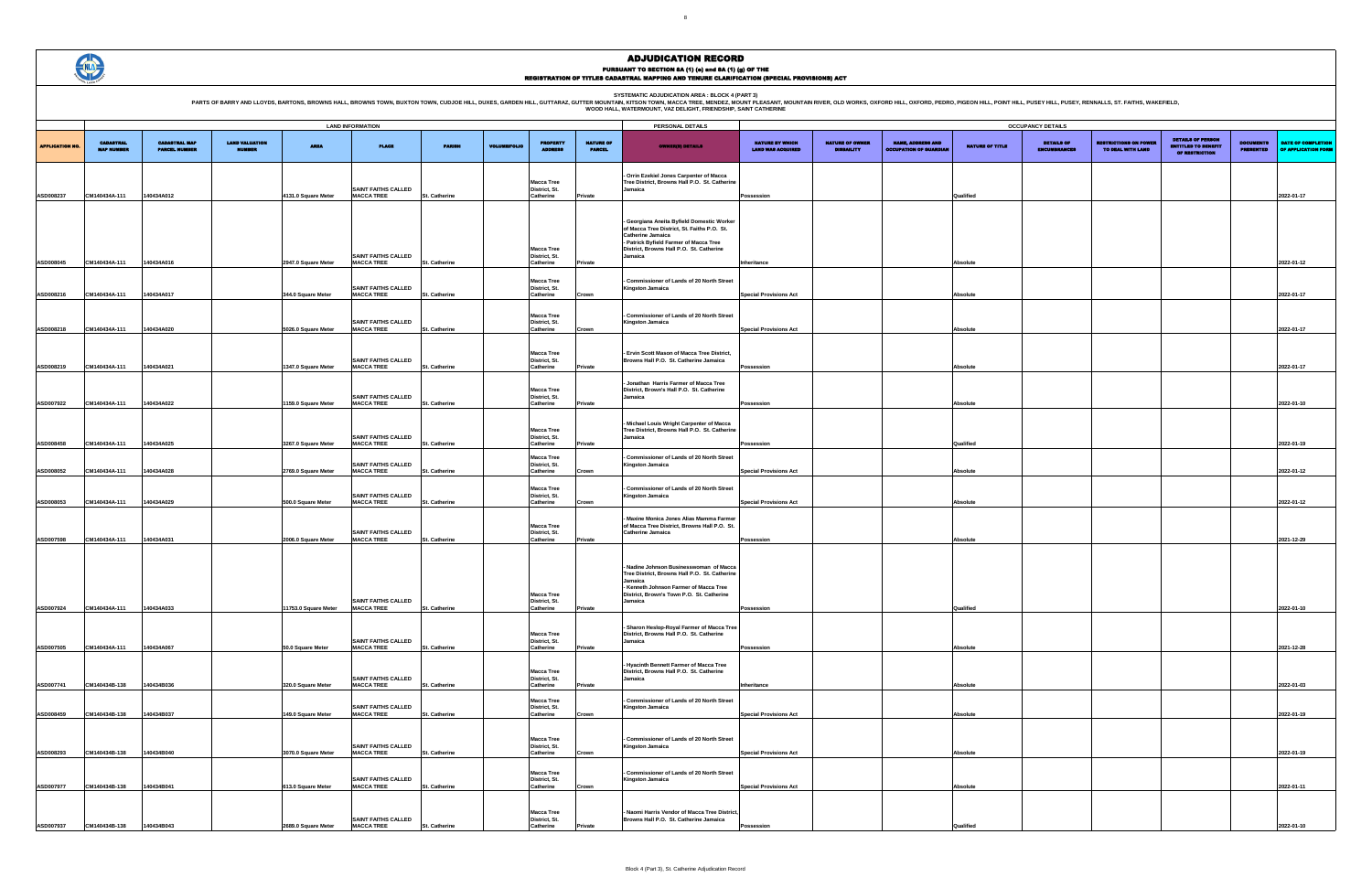# ADJUDICATION RECORD

PURSUANT TO SECTION 8A (1) (e) and 8A (1) (g) OF THE

REGISTRATION OF TITLES CADASTRAL MAPPING AND TENURE CLARIFICATION (SPECIAL PROVISIONS) ACT

SYSTEMATIC ADJUDICATION AREA : BLOCK 4 (PART 3)

PARTS OF BARRY AND LLOYDS, BARTONS, BROWNS HALL, BROWNS TOWN, BUXTON TOWN, CUDJOE HILL, DUXES, GARDEN HILL, GUTTARAZ, GUTTER MOUNTAIN, KITSON TOWN, MACCA TREE, MENDEZ, MOUNT PLEASANT, MOUNTAIN RIVER, OLD WORKS, OXFORD HILL, OXFORD, PEDRO, PIGEON HILL, POINT HILL, PUSEY HILL, PUSEY, RENNALLS, ST. FAITHS, WAKEFIELD, WOOD HALL, WATERMOUNT, VAZ DELIGHT, FRIENDSHIP, SAINT CATHERINE

| | LAND INFORMATION | | | | | | | | | PERSONAL DETAILS | OCCUPANCY DETAILS | | | | | | | | |
|---|---|---|---|---|---|---|---|---|---|---|---|---|---|---|---|---|---|---|---|
| APPLICATION NO. | CADASTRAL MAP NUMBER | CADASTRAL MAP PARCEL NUMBER | LAND VALUATION NUMBER | AREA | PLACE | PARISH | VOLUME/FOLIO | PROPERTY ADDRESS | NATURE OF PARCEL | OWNER(S) DETAILS | NATURE BY WHICH LAND WAS ACQUIRED | NATURE OF OWNER DISABILITY | NAME, ADDRESS AND OCCUPATION OF GUARDIAN | NATURE OF TITLE | DETAILS OF ENCUMBRANCES | RESTRICTIONS ON POWER TO DEAL WITH LAND | DETAILS OF PERSON ENTITLED TO BENEFIT OF RESTRICTION | DOCUMENTS PRESENTED | DATE OF COMPLETION OF APPLICATION FORM |
| ASD008237 | CM140434A-111 | 140434A012 | | 4131.0 Square Meter | SAINT FAITHS CALLED MACCA TREE | St. Catherine | | Macca Tree District, St. Catherine | Private | - Orrin Ezekiel Jones Carpenter of Macca Tree District, Browns Hall P.O. St. Catherine Jamaica | Possession | | | Qualified | | | | | 2022-01-17 |
| ASD008045 | CM140434A-111 | 140434A016 | | 2947.0 Square Meter | SAINT FAITHS CALLED MACCA TREE | St. Catherine | | Macca Tree District, St. Catherine | Private | - Georgiana Aneita Byfield Domestic Worker of Macca Tree District, St. Faiths P.O. St. Catherine Jamaica<br>- Patrick Byfield Farmer of Macca Tree District, Browns Hall P.O. St. Catherine Jamaica | Inheritance | | | Absolute | | | | | 2022-01-12 |
| ASD008216 | CM140434A-111 | 140434A017 | | 344.0 Square Meter | SAINT FAITHS CALLED MACCA TREE | St. Catherine | | Macca Tree District, St. Catherine | Crown | - Commissioner of Lands of 20 North Street Kingston Jamaica | Special Provisions Act | | | Absolute | | | | | 2022-01-17 |
| ASD008218 | CM140434A-111 | 140434A020 | | 5026.0 Square Meter | SAINT FAITHS CALLED MACCA TREE | St. Catherine | | Macca Tree District, St. Catherine | Crown | - Commissioner of Lands of 20 North Street Kingston Jamaica | Special Provisions Act | | | Absolute | | | | | 2022-01-17 |
| ASD008219 | CM140434A-111 | 140434A021 | | 1347.0 Square Meter | SAINT FAITHS CALLED MACCA TREE | St. Catherine | | Macca Tree District, St. Catherine | Private | - Ervin Scott Mason of Macca Tree District, Browns Hall P.O. St. Catherine Jamaica | Possession | | | Absolute | | | | | 2022-01-17 |
| ASD007922 | CM140434A-111 | 140434A022 | | 1159.0 Square Meter | SAINT FAITHS CALLED MACCA TREE | St. Catherine | | Macca Tree District, St. Catherine | Private | - Jonathan Harris Farmer of Macca Tree District, Brown's Hall P.O. St. Catherine Jamaica | Possession | | | Absolute | | | | | 2022-01-10 |
| ASD008458 | CM140434A-111 | 140434A025 | | 3267.0 Square Meter | SAINT FAITHS CALLED MACCA TREE | St. Catherine | | Macca Tree District, St. Catherine | Private | - Michael Louis Wright Carpenter of Macca Tree District, Browns Hall P.O. St. Catherine Jamaica | Possession | | | Qualified | | | | | 2022-01-19 |
| ASD008052 | CM140434A-111 | 140434A028 | | 2769.0 Square Meter | SAINT FAITHS CALLED MACCA TREE | St. Catherine | | Macca Tree District, St. Catherine | Crown | - Commissioner of Lands of 20 North Street Kingston Jamaica | Special Provisions Act | | | Absolute | | | | | 2022-01-12 |
| ASD008053 | CM140434A-111 | 140434A029 | | 500.0 Square Meter | SAINT FAITHS CALLED MACCA TREE | St. Catherine | | Macca Tree District, St. Catherine | Crown | - Commissioner of Lands of 20 North Street Kingston Jamaica | Special Provisions Act | | | Absolute | | | | | 2022-01-12 |
| ASD007598 | CM140434A-111 | 140434A031 | | 2006.0 Square Meter | SAINT FAITHS CALLED MACCA TREE | St. Catherine | | Macca Tree District, St. Catherine | Private | - Maxine Monica Jones Alias Mamma Farmer of Macca Tree District, Browns Hall P.O. St. Catherine Jamaica | Possession | | | Absolute | | | | | 2021-12-29 |
| ASD007924 | CM140434A-111 | 140434A033 | | 11753.0 Square Meter | SAINT FAITHS CALLED MACCA TREE | St. Catherine | | Macca Tree District, St. Catherine | Private | - Nadine Johnson Businesswoman of Macca Tree District, Browns Hall P.O. St. Catherine Jamaica<br>- Kenneth Johnson Farmer of Macca Tree District, Brown's Town P.O. St. Catherine Jamaica | Possession | | | Qualified | | | | | 2022-01-10 |
| ASD007505 | CM140434A-111 | 140434A067 | | 50.0 Square Meter | SAINT FAITHS CALLED MACCA TREE | St. Catherine | | Macca Tree District, St. Catherine | Private | - Sharon Heslop-Royal Farmer of Macca Tree District, Browns Hall P.O. St. Catherine Jamaica | Possession | | | Absolute | | | | | 2021-12-28 |
| ASD007741 | CM140434B-138 | 140434B036 | | 320.0 Square Meter | SAINT FAITHS CALLED MACCA TREE | St. Catherine | | Macca Tree District, St. Catherine | Private | - Hyacinth Bennett Farmer of Macca Tree District, Browns Hall P.O. St. Catherine Jamaica | Inheritance | | | Absolute | | | | | 2022-01-03 |
| ASD008459 | CM140434B-138 | 140434B037 | | 149.0 Square Meter | SAINT FAITHS CALLED MACCA TREE | St. Catherine | | Macca Tree District, St. Catherine | Crown | - Commissioner of Lands of 20 North Street Kingston Jamaica | Special Provisions Act | | | Absolute | | | | | 2022-01-19 |
| ASD008293 | CM140434B-138 | 140434B040 | | 3070.0 Square Meter | SAINT FAITHS CALLED MACCA TREE | St. Catherine | | Macca Tree District, St. Catherine | Crown | - Commissioner of Lands of 20 North Street Kingston Jamaica | Special Provisions Act | | | Absolute | | | | | 2022-01-19 |
| ASD007977 | CM140434B-138 | 140434B041 | | 613.0 Square Meter | SAINT FAITHS CALLED MACCA TREE | St. Catherine | | Macca Tree District, St. Catherine | Crown | - Commissioner of Lands of 20 North Street Kingston Jamaica | Special Provisions Act | | | Absolute | | | | | 2022-01-11 |
| ASD007937 | CM140434B-138 | 140434B043 | | 2689.0 Square Meter | SAINT FAITHS CALLED MACCA TREE | St. Catherine | | Macca Tree District, St. Catherine | Private | - Naomi Harris Vendor of Macca Tree District, Browns Hall P.O. St. Catherine Jamaica | Possession | | | Qualified | | | | | 2022-01-10 |

Block 4 (Part 3), St. Catherine Adjudication Record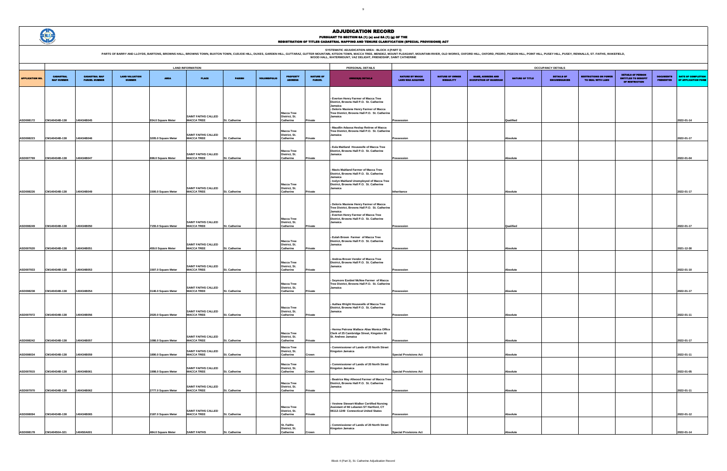# ADJUDICATION RECORD

PURSUANT TO SECTION 8A (1) (e) AND 8A (1) (g) OF THE

REGISTRATION OF TITLES CADASTRAL MAPPING AND TENURE CLARIFICATION (SPECIAL PROVISIONS) ACT

SYSTEMATIC ADJUDICATION AREA : BLOCK 4 (PART 3)

PARTS OF BARRY AND LLOYDS, BARTONS, BROWNS HALL, BROWNS TOWN, BUXTON TOWN, CUDJOE HILL, DUXES, GARDEN HILL, GUTTARAZ, GUTTER MOUNTAIN, KITSON TOWN, MACCA TREE, MENDEZ, MOUNT PLEASANT, MOUNTAIN RIVER, OLD WORKS, OXFORD HILL, OXFORD, PEDRO, PIGEON HILL, POINT HILL, PUSEY HILL, PUSEY, RENNALLS, ST. FAITHS, WAKEFIELD, WOOD HALL, WATERMOUNT, VAZ DELIGHT, FRIENDSHIP, SAINT CATHERINE

| | LAND INFORMATION | | | | | | | | | PERSONAL DETAILS | OCCUPANCY DETAILS | | | | | | | | |
|---|---|---|---|---|---|---|---|---|---|---|---|---|---|---|---|---|---|---|---|
| APPLICATION NO. | CADASTRAL MAP NUMBER | CADASTRAL MAP PARCEL NUMBER | LAND VALUATION NUMBER | AREA | PLACE | PARISH | VOLUME/FOLIO | PROPERTY ADDRESS | NATURE OF PARCEL | OWNER(S) DETAILS | NATURE BY WHICH LAND WAS ACQUIRED | NATURE OF OWNER DISABILITY | NAME, ADDRESS AND OCCUPATION OF GUARDIAN | NATURE OF TITLE | DETAILS OF ENCUMBRANCES | RESTRICTIONS ON POWER TO DEAL WITH LAND | DETAILS OF PERSON ENTITLED TO BENEFIT OF RESTRICTION | DOCUMENTS PRESENTED | DATE OF COMPLETION OF APPLICATION FORM |
| ASD008172 | CM140434B-138 | 140434B045 | | 934.0 Square Meter | SAINT FAITHS CALLED MACCA TREE | St. Catherine | | Macca Tree District, St. Catherine | Private | - Everton Henry Farmer of Macca Tree District, Browns Hall P.O. St. Catherine Jamaica<br>- Deloris Maxiene Henry Farmer of Macca Tree District, Browns Hall P.O. St. Catherine Jamaica | Possession | | | Qualified | | | | | 2022-01-14 |
| ASD008223 | CM140434B-138 | 140434B046 | | 3205.0 Square Meter | SAINT FAITHS CALLED MACCA TREE | St. Catherine | | Macca Tree District, St. Catherine | Private | - Maudlin Adassa Heslop Retiree of Macca Tree District, Browns Hall P.O. St. Catherine Jamaica | Possession | | | Absolute | | | | | 2022-01-17 |
| ASD007769 | CM140434B-138 | 140434B047 | | 698.0 Square Meter | SAINT FAITHS CALLED MACCA TREE | St. Catherine | | Macca Tree District, St. Catherine | Private | - Eula Maitland Housewife of Macca Tree District, Browns Hall P.O. St. Catherine Jamaica | Possession | | | Absolute | | | | | 2022-01-04 |
| ASD008226 | CM140434B-138 | 140434B049 | | 1500.0 Square Meter | SAINT FAITHS CALLED MACCA TREE | St. Catherine | | Macca Tree District, St. Catherine | Private | - Mavis Maitland Farmer of Macca Tree District, Browns Hall P.O. St. Catherine Jamaica<br>- Icelyn Maitland Unemployed of Macca Tree District, Browns Hall P.O. St. Catherine Jamaica | Inheritance | | | Absolute | | | | | 2022-01-17 |
| ASD008249 | CM140434B-138 | 140434B050 | | 7155.0 Square Meter | SAINT FAITHS CALLED MACCA TREE | St. Catherine | | Macca Tree District, St. Catherine | Private | - Deloris Maxiene Henry Farmer of Macca Tree District, Browns Hall P.O. St. Catherine Jamaica<br>- Everton Henry Farmer of Macca Tree District, Browns Hall P.O. St. Catherine Jamaica | Possession | | | Qualified | | | | | 2022-01-17 |
| ASD007620 | CM140434B-138 | 140434B051 | | 459.0 Square Meter | SAINT FAITHS CALLED MACCA TREE | St. Catherine | | Macca Tree District, St. Catherine | Private | - Eulah Brown Farmer of Macca Tree District, Browns Hall P.O. St. Catherine Jamaica | Possession | | | Absolute | | | | | 2021-12-30 |
| ASD007933 | CM140434B-138 | 140434B053 | | 1507.0 Square Meter | SAINT FAITHS CALLED MACCA TREE | St. Catherine | | Macca Tree District, St. Catherine | Private | - Andrea Brown Vendor of Macca Tree District, Browns Hall P.O. St. Catherine Jamaica | Possession | | | Absolute | | | | | 2022-01-10 |
| ASD008238 | CM140434B-138 | 140434B054 | | 3146.0 Square Meter | SAINT FAITHS CALLED MACCA TREE | St. Catherine | | Macca Tree District, St. Catherine | Private | - Seymore Ezebiel McNee Farmer of Macca Tree District, Browns Hall P.O. St. Catherine Jamaica | Possession | | | Absolute | | | | | 2022-01-17 |
| ASD007972 | CM140434B-138 | 140434B056 | | 2020.0 Square Meter | SAINT FAITHS CALLED MACCA TREE | St. Catherine | | Macca Tree District, St. Catherine | Private | - Authea Wright Housewife of Macca Tree District, Browns Hall P.O. St. Catherine Jamaica | Possession | | | Absolute | | | | | 2022-01-11 |
| ASD008242 | CM140434B-138 | 140434B057 | | 1086.0 Square Meter | SAINT FAITHS CALLED MACCA TREE | St. Catherine | | Macca Tree District, St. Catherine | Private | - Herma Petrona Wallace Alias Monica Office Clerk of 25 Cambridge Street, Kingston 16 St. Andrew Jamaica | Possession | | | Absolute | | | | | 2022-01-17 |
| ASD008034 | CM140434B-138 | 140434B059 | | 1890.0 Square Meter | SAINT FAITHS CALLED MACCA TREE | St. Catherine | | Macca Tree District, St. Catherine | Crown | - Commissioner of Lands of 20 North Street Kingston Jamaica | Special Provisions Act | | | Absolute | | | | | 2022-01-11 |
| ASD007815 | CM140434B-138 | 140434B061 | | 1998.0 Square Meter | SAINT FAITHS CALLED MACCA TREE | St. Catherine | | Macca Tree District, St. Catherine | Crown | - Commissioner of Lands of 20 North Street Kingston Jamaica | Special Provisions Act | | | Absolute | | | | | 2022-01-05 |
| ASD007970 | CM140434B-138 | 140434B062 | | 2777.0 Square Meter | SAINT FAITHS CALLED MACCA TREE | St. Catherine | | Macca Tree District, St. Catherine | Private | - Beatrice May Allwood Farmer of Macca Tree District, Browns Hall P.O. St. Catherine Jamaica | Possession | | | Absolute | | | | | 2022-01-11 |
| ASD008094 | CM140434B-138 | 140434B065 | | 2187.0 Square Meter | SAINT FAITHS CALLED MACCA TREE | St. Catherine | | Macca Tree District, St. Catherine | Private | - Vevinne Stewart-Walker Certified Nursing Assistant of 66 Lebanon ST Hartford, CT 06112-1249 Connecticut United States | Possession | | | Absolute | | | | | 2022-01-12 |
| ASD008178 | CM140450A-321 | 140450A001 | | 484.0 Square Meter | SAINT FAITHS | St. Catherine | | St. Faiths District, St. Catherine | Crown | - Commissioner of Lands of 20 North Street Kingston Jamaica | Special Provisions Act | | | Absolute | | | | | 2022-01-14 |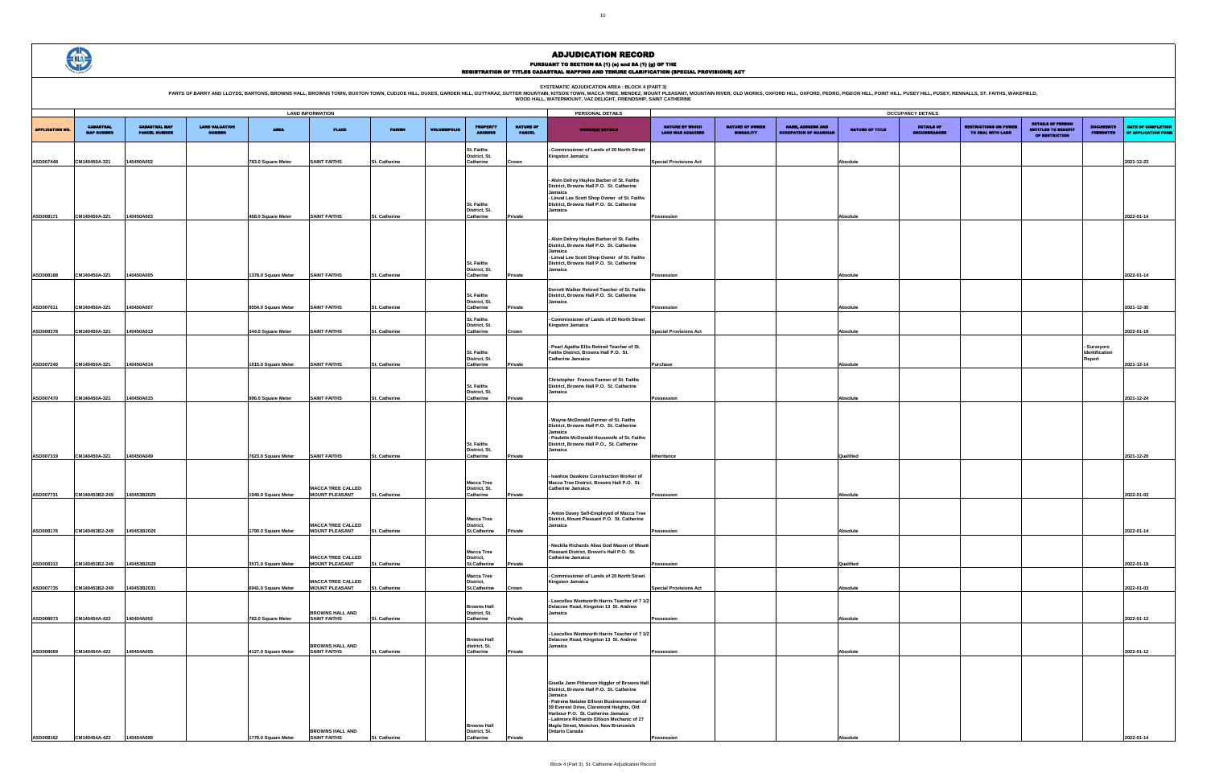# ADJUDICATION RECORD

PURSUANT TO SECTION 8A (1) (a) and 8A (1) (g) OF THE
REGISTRATION OF TITLES CADASTRAL MAPPING AND TENURE CLARIFICATION (SPECIAL PROVISIONS) ACT

SYSTEMATIC ADJUDICATION AREA : BLOCK 4 (PART 3)

PARTS OF BARRY AND LLOYDS, BARTONS, BROWNS HALL, BROWNS TOWN, BUXTON TOWN, CUDJOE HILL, DUKES, GARDEN HILL, GUTTARAZ, GUTTER MOUNTAIN, KITSON TOWN, MACCA TREE, MENDEZ, MOUNT PLEASANT, MOUNTAIN RIVER, OLD WORKS, OXFORD HILL, OXFORD, PEDRO, PIGEON HILL, POINT HILL, PUSEY HILL, PUSEY, RENNALLS, ST. FAITHS, WAKEFIELD, WOOD HALL, WATERMOUNT, VAZ DELIGHT, FRIENDSHIP, SAINT CATHERINE

| | LAND INFORMATION | | | | | | | | | PERSONAL DETAILS | | | | OCCUPANCY DETAILS | | | | | |
|---|---|---|---|---|---|---|---|---|---|---|---|---|---|---|---|---|---|---|---|
| APPLICATION NO. | CADASTRAL MAP NUMBER | CADASTRAL MAP PARCEL NUMBER | LAND VALUATION NUMBER | AREA | PLACE | PARISH | VOLUME/FOLIO | PROPERTY ADDRESS | NATURE OF PARCEL | OWNER(S) DETAILS | NATURE BY WHICH LAND WAS ACQUIRED | NATURE OF OWNER DISABILITY | NAME, ADDRESS AND OCCUPATION OF GUARDIAN | NATURE OF TITLE | DETAILS OF ENCUMBRANCES | RESTRICTIONS ON POWER TO DEAL WITH LAND | DETAILS OF PERSON ENTITLED TO BENEFIT OF RESTRICTION | DOCUMENTS PRESENTED | DATE OF COMPLETION OF APPLICATION FORM |
| ASD007448 | CM140450A-321 | 140450A002 | | 783.0 Square Meter | SAINT FAITHS | St. Catherine | | St. Faiths District, St. Catherine | Crown | - Commissioner of Lands of 20 North Street Kingston Jamaica | Special Provisions Act | | | Absolute | | | | | 2021-12-23 |
| ASD008171 | CM140450A-321 | 140450A003 | | 468.0 Square Meter | SAINT FAITHS | St. Catherine | | St. Faiths District, St. Catherine | Private | - Alvin Delroy Hayles Barber of St. Faiths District, Browns Hall P.O. St. Catherine Jamaica<br>- Linval Lee Scott Shop Owner of St. Faiths District, Browns Hall P.O. St. Catherine Jamaica | Possession | | | Absolute | | | | | 2022-01-14 |
| ASD008168 | CM140450A-321 | 140450A005 | | 1378.0 Square Meter | SAINT FAITHS | St. Catherine | | St. Faiths District, St. Catherine | Private | - Alvin Delroy Hayles Barber of St. Faiths District, Browns Hall P.O. St. Catherine Jamaica<br>- Linval Lee Scott Shop Owner of St. Faiths District, Browns Hall P.O. St. Catherine Jamaica | Possession | | | Absolute | | | | | 2022-01-14 |
| ASD007611 | CM140450A-321 | 140450A007 | | 9554.0 Square Meter | SAINT FAITHS | St. Catherine | | St. Faiths District, St. Catherine | Private | Dorrett Walker Retired Teacher of St. Faiths District, Browns Hall P.O. St. Catherine Jamaica | Possession | | | Absolute | | | | | 2021-12-30 |
| ASD008378 | CM140450A-321 | 140450A013 | | 344.0 Square Meter | SAINT FAITHS | St. Catherine | | St. Faiths District, St. Catherine | Crown | - Commissioner of Lands of 20 North Street Kingston Jamaica | Special Provisions Act | | | Absolute | | | | | 2022-01-19 |
| ASD007240 | CM140450A-321 | 140450A014 | | 1015.0 Square Meter | SAINT FAITHS | St. Catherine | | St. Faiths District, St. Catherine | Private | - Pearl Agatha Ellis Retired Teacher of St. Faiths District, Browns Hall P.O. St. Catherine Jamaica | Purchase | | | Absolute | | | | - Surveyors Identification Report | 2021-12-14 |
| ASD007470 | CM140450A-321 | 140450A015 | | 996.0 Square Meter | SAINT FAITHS | St. Catherine | | St. Faiths District, St. Catherine | Private | Christopher Francis Farmer of St. Faiths District, Browns Hall P.O. St. Catherine Jamaica | Possession | | | Absolute | | | | | 2021-12-24 |
| ASD007319 | CM140450A-321 | 140450A049 | | 7623.0 Square Meter | SAINT FAITHS | St. Catherine | | St. Faiths District, St. Catherine | Private | - Wayne McDonald Farmer of St. Faiths District, Browns Hall P.O. St. Catherine Jamaica<br>- Paulette McDonald Housewife of St. Faiths District, Browns Hall P.O., St. Catherine Jamaica | Inheritance | | | Qualified | | | | | 2021-12-20 |
| ASD007731 | CM140453B2-249 | 140453B2025 | | 1040.0 Square Meter | MACCA TREE CALLED MOUNT PLEASANT | St. Catherine | | Macca Tree District, St. Catherine | Private | - Ivanhoe Dawkins Construction Worker of Macca Tree District, Browns Hall P.O. St. Catherine Jamaica | Possession | | | Absolute | | | | | 2022-01-03 |
| ASD008176 | CM140453B2-249 | 140453B2026 | | 1790.0 Square Meter | MACCA TREE CALLED MOUNT PLEASANT | St. Catherine | | Macca Tree District, St.Catherine | Private | - Anton Davey Self-Employed of Macca Tree District, Mount Pleasant P.O. St. Catherine Jamaica | Possession | | | Absolute | | | | | 2022-01-14 |
| ASD008312 | CM140453B2-249 | 140453B2028 | | 3571.0 Square Meter | MACCA TREE CALLED MOUNT PLEASANT | St. Catherine | | Macca Tree District, St.Catherine | Private | - Necklia Richards Alias God Mason of Mount Pleasant District, Brown's Hall P.O. St. Catherine Jamaica | Possession | | | Qualified | | | | | 2022-01-19 |
| ASD007735 | CM140453B2-249 | 140453B2031 | | 6941.0 Square Meter | MACCA TREE CALLED MOUNT PLEASANT | St. Catherine | | Macca Tree District, St.Catherine | Crown | - Commissioner of Lands of 20 North Street Kingston Jamaica | Special Provisions Act | | | Absolute | | | | | 2022-01-03 |
| ASD008073 | CM140454A-422 | 140454A002 | | 782.0 Square Meter | BROWNS HALL AND SAINT FAITHS | St. Catherine | | Browns Hall District, St. Catherine | Private | - Lascelles Wentworth Harris Teacher of 7 1/2 Delacree Road, Kingston 13 St. Andrew Jamaica | Possession | | | Absolute | | | | | 2022-01-12 |
| ASD008069 | CM140454A-422 | 140454A005 | | 4127.0 Square Meter | BROWNS HALL AND SAINT FAITHS | St. Catherine | | Browns Hall district, St. Catherine | Private | - Lascelles Wentworth Harris Teacher of 7 1/2 Delacree Road, Kingston 13 St. Andrew Jamaica | Possession | | | Absolute | | | | | 2022-01-12 |
| ASD008162 | CM140454A-422 | 140454A006 | | 1779.0 Square Meter | BROWNS HALL AND SAINT FAITHS | St. Catherine | | Browns Hall District, St. Catherine | Private | Gisella Jann Pitterson Higgler of Browns Hall District, Browns Hall P.O. St. Catherine Jamaica<br>- Patrena Natalee Ellison Businesswoman of 59 Everest Drive, Claremont Heights, Old Harbour P.O. St. Catherine Jamaica<br>- Latimore Richardo Ellison Mechanic of 27 Maple Street, Moncton, New Brunswick Ontario Canada | Possession | | | Absolute | | | | | 2022-01-14 |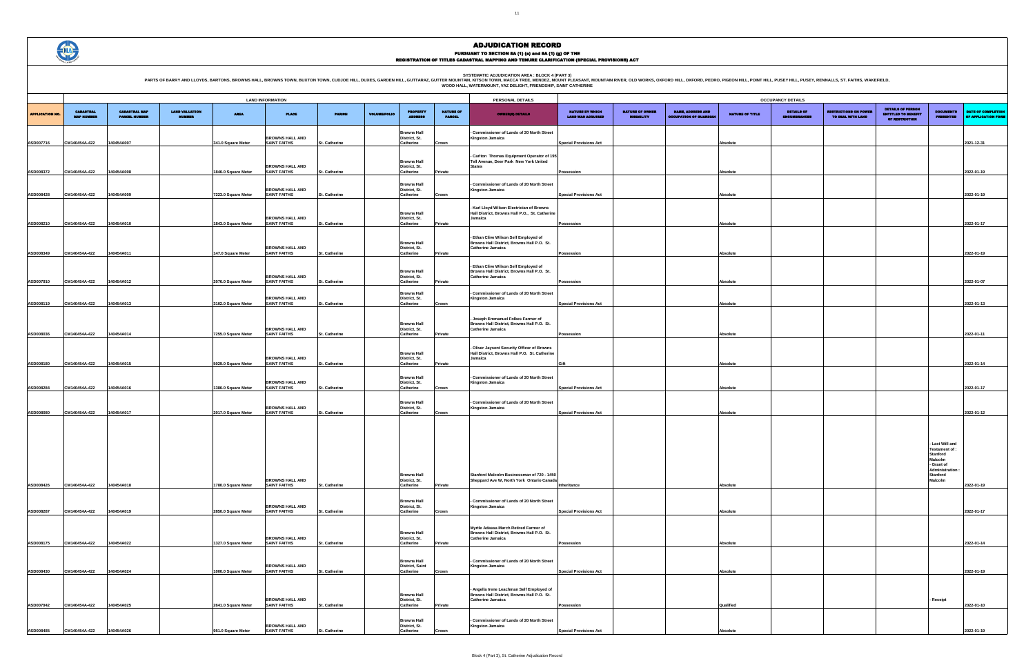# ADJUDICATION RECORD

PURSUANT TO SECTION 8A (1) (e) and 8A (1) (g) OF THE
REGISTRATION OF TITLES CADASTRAL MAPPING AND TENURE CLARIFICATION (SPECIAL PROVISIONS) ACT

SYSTEMATIC ADJUDICATION AREA : BLOCK 4 (PART 3)
PARTS OF BARRY AND LLOYDS, BARTONS, BROWNS HALL, BROWNS TOWN, BUXTON TOWN, CUDJOE HILL, DUKES, GARDEN HILL, GUTTARAZ, GUTTER MOUNTAIN, KITSON TOWN, MACCA TREE, MENDEZ, MOUNT PLEASANT, MOUNTAIN RIVER, OLD WORKS, OXFORD HILL, OXFORD, PEDRO, PIGEON HILL, POINT HILL, PUSEY HILL, PUSEY, RENNALLS, ST. FAITHS, WAKEFIELD, WOOD HALL, WATERMOUNT, VAZ DELIGHT, FRIENDSHIP, SAINT CATHERINE

| | LAND INFORMATION | | | | | | | | | PERSONAL DETAILS | OCCUPANCY DETAILS | | | | | | | | | |
|---|---|---|---|---|---|---|---|---|---|---|---|---|---|---|---|---|---|---|---|---|
| APPLICATION NO. | CADASTRAL MAP NUMBER | CADASTRAL MAP PARCEL NUMBER | LAND VALUATION NUMBER | AREA | PLACE | PARISH | VOLUME/FOLIO | PROPERTY ADDRESS | NATURE OF PARCEL | OWNER(S) DETAILS | NATURE BY WHICH LAND WAS ACQUIRED | NATURE OF OWNER DISABILITY | NAME, ADDRESS AND OCCUPATION OF GUARDIAN | NATURE OF TITLE | DETAILS OF ENCUMBRANCES | RESTRICTIONS ON POWER TO DEAL WITH LAND | DETAILS OF PERSON ENTITLED TO BENEFIT OF RESTRICTION | DOCUMENTS PRESENTED | DATE OF COMPLETION OF APPLICATION FORM |
| ASD007716 | CM140454A-422 | 140454A007 | | 341.0 Square Meter | BROWNS HALL AND SAINT FAITHS | St. Catherine | | Browns Hall District, St. Catherine | Crown | - Commissioner of Lands of 20 North Street Kingston Jamaica | Special Provisions Act | | | Absolute | | | | | 2021-12-31 |
| ASD008372 | CM140454A-422 | 140454A008 | | 1846.0 Square Meter | BROWNS HALL AND SAINT FAITHS | St. Catherine | | Browns Hall District, St. Catherine | Private | - Carlton Thomas Equipment Operator of 195 Tell Avenue, Deer Park New York United States | Possession | | | Absolute | | | | | 2022-01-19 |
| ASD008428 | CM140454A-422 | 140454A009 | | 7223.0 Square Meter | BROWNS HALL AND SAINT FAITHS | St. Catherine | | Browns Hall District, St. Catherine | Crown | - Commissioner of Lands of 20 North Street Kingston Jamaica | Special Provisions Act | | | Absolute | | | | | 2022-01-19 |
| ASD008210 | CM140454A-422 | 140454A010 | | 1843.0 Square Meter | BROWNS HALL AND SAINT FAITHS | St. Catherine | | Browns Hall District, St. Catherine | Private | - Karl Lloyd Wilson Electrician of Browns Hall District, Browns Hall P.O., St. Catherine Jamaica | Possession | | | Absolute | | | | | 2022-01-17 |
| ASD008349 | CM140454A-422 | 140454A011 | | 147.0 Square Meter | BROWNS HALL AND SAINT FAITHS | St. Catherine | | Browns Hall District, St. Catherine | Private | - Ethan Clive Wilson Self Employed of Browns Hall District, Browns Hall P.O. St. Catherine Jamaica | Possession | | | Absolute | | | | | 2022-01-19 |
| ASD007910 | CM140454A-422 | 140454A012 | | 2076.0 Square Meter | BROWNS HALL AND SAINT FAITHS | St. Catherine | | Browns Hall District, St. Catherine | Private | - Ethan Clive Wilson Self Employed of Browns Hall District, Browns Hall P.O. St. Catherine Jamaica | Possession | | | Absolute | | | | | 2022-01-07 |
| ASD008119 | CM140454A-422 | 140454A013 | | 3102.0 Square Meter | BROWNS HALL AND SAINT FAITHS | St. Catherine | | Browns Hall District, St. Catherine | Crown | - Commissioner of Lands of 20 North Street Kingston Jamaica | Special Provisions Act | | | Absolute | | | | | 2022-01-13 |
| ASD008036 | CM140454A-422 | 140454A014 | | 7255.0 Square Meter | BROWNS HALL AND SAINT FAITHS | St. Catherine | | Browns Hall District, St. Catherine | Private | - Joseph Emmanuel Folkes Farmer of Browns Hall District, Browns Hall P.O. St. Catherine Jamaica | Possession | | | Absolute | | | | | 2022-01-11 |
| ASD008180 | CM140454A-422 | 140454A015 | | 5029.0 Square Meter | BROWNS HALL AND SAINT FAITHS | St. Catherine | | Browns Hall District, St. Catherine | Private | - Oliver Jayvent Security Officer of Browns Hall District, Browns Hall P.O. St. Catherine Jamaica | Gift | | | Absolute | | | | | 2022-01-14 |
| ASD008284 | CM140454A-422 | 140454A016 | | 1386.0 Square Meter | BROWNS HALL AND SAINT FAITHS | St. Catherine | | Browns Hall District, St. Catherine | Crown | - Commissioner of Lands of 20 North Street Kingston Jamaica | Special Provisions Act | | | Absolute | | | | | 2022-01-17 |
| ASD008080 | CM140454A-422 | 140454A017 | | 2017.0 Square Meter | BROWNS HALL AND SAINT FAITHS | St. Catherine | | Browns Hall District, St. Catherine | Crown | - Commissioner of Lands of 20 North Street Kingston Jamaica | Special Provisions Act | | | Absolute | | | | | 2022-01-12 |
| ASD008426 | CM140454A-422 | 140454A018 | | 1780.0 Square Meter | BROWNS HALL AND SAINT FAITHS | St. Catherine | | Browns Hall District, St. Catherine | Private | Stanford Malcolm Businessman of 720 - 1450 Sheppard Ave W, North York Ontario Canada | Inheritance | | | Absolute | | | | - Last Will and Testament of : Stanford Malcolm - Grant of Administration : Stanford Malcolm | 2022-01-19 |
| ASD008287 | CM140454A-422 | 140454A019 | | 2850.0 Square Meter | BROWNS HALL AND SAINT FAITHS | St. Catherine | | Browns Hall District, St. Catherine | Crown | - Commissioner of Lands of 20 North Street Kingston Jamaica | Special Provisions Act | | | Absolute | | | | | 2022-01-17 |
| ASD008175 | CM140454A-422 | 140454A022 | | 1327.0 Square Meter | BROWNS HALL AND SAINT FAITHS | St. Catherine | | Browns Hall District, St. Catherine | Private | Myrtle Adassa March Retired Farmer of Browns Hall District, Browns Hall P.O. St. Catherine Jamaica | Possession | | | Absolute | | | | | 2022-01-14 |
| ASD008430 | CM140454A-422 | 140454A024 | | 1000.0 Square Meter | BROWNS HALL AND SAINT FAITHS | St. Catherine | | Browns Hall District, Saint Catherine | Crown | - Commissioner of Lands of 20 North Street Kingston Jamaica | Special Provisions Act | | | Absolute | | | | | 2022-01-19 |
| ASD007942 | CM140454A-422 | 140454A025 | | 2641.0 Square Meter | BROWNS HALL AND SAINT FAITHS | St. Catherine | | Browns Hall District, St. Catherine | Private | - Angella Irene Leachman Self Employed of Browns Hall District, Browns Hall P.O. St. Catherine Jamaica | Possession | | | Qualified | | | | - Receipt | 2022-01-10 |
| ASD008485 | CM140454A-422 | 140454A026 | | 951.0 Square Meter | BROWNS HALL AND SAINT FAITHS | St. Catherine | | Browns Hall District, St. Catherine | Crown | - Commissioner of Lands of 20 North Street Kingston Jamaica | Special Provisions Act | | | Absolute | | | | | 2022-01-19 |

Block 4 (Part 3), St. Catherine Adjudication Record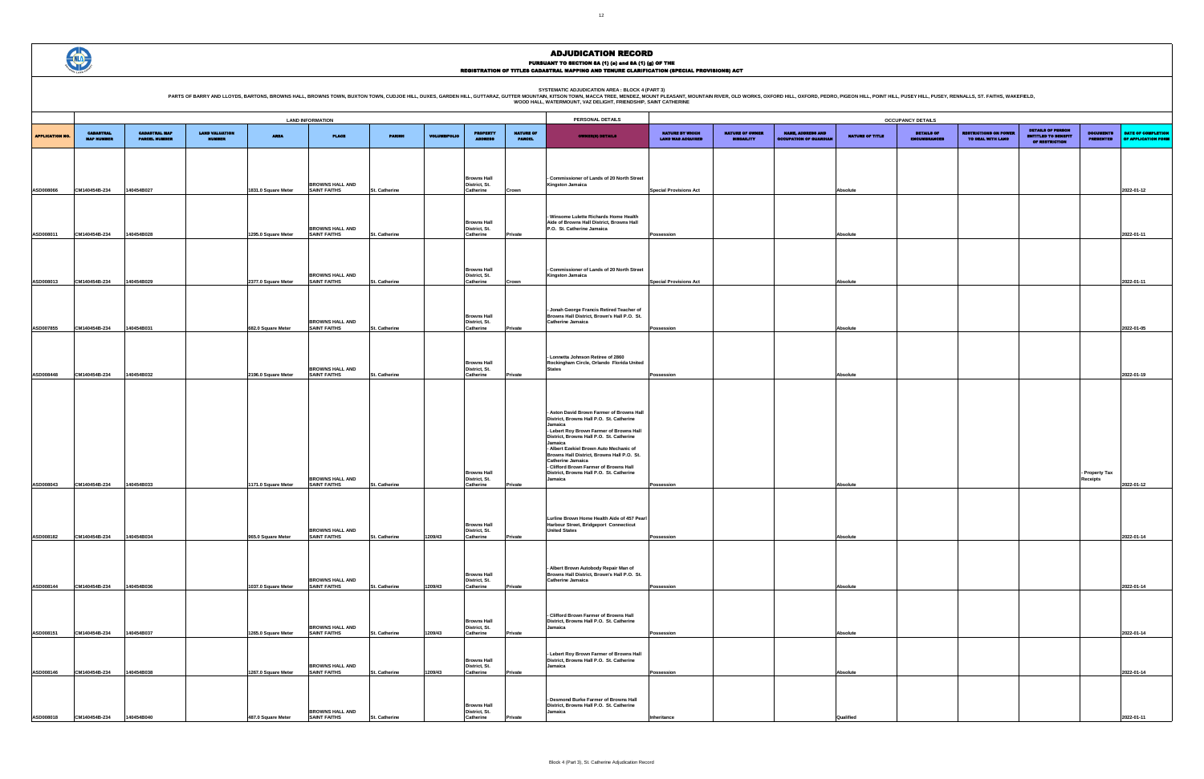# ADJUDICATION RECORD

PURSUANT TO SECTION 8A (1) (e) and 8A (1) (g) OF THE
REGISTRATION OF TITLES CADASTRAL MAPPING AND TENURE CLARIFICATION (SPECIAL PROVISIONS) ACT

SYSTEMATIC ADJUDICATION AREA : BLOCK 4 (PART 3)
PARTS OF BARRY AND LLOYDS, BARTONS, BROWNS HALL, BROWNS TOWN, BUXTON TOWN, CUDJOE HILL, DUXES, GARDEN HILL, GUTTARAZ, GUTTER MOUNTAIN, KITSON TOWN, MACCA TREE, MENDEZ, MOUNT PLEASANT, MOUNTAIN RIVER, OLD WORKS, OXFORD HILL, OXFORD, PEDRO, PIGEON HILL, POINT HILL, PUSEY HILL, PUSEY, RENNALLS, ST. FAITHS, WAKEFIELD, WOOD HALL, WATERMOUNT, VAZ DELIGHT, FRIENDSHIP, SAINT CATHERINE

| | LAND INFORMATION | | | | | | | | | PERSONAL DETAILS | OCCUPANCY DETAILS | | | | | | | | | |
|---|---|---|---|---|---|---|---|---|---|---|---|---|---|---|---|---|---|---|---|---|
| APPLICATION NO. | CADASTRAL MAP NUMBER | CADASTRAL MAP PARCEL NUMBER | LAND VALUATION NUMBER | AREA | PLACE | PARISH | VOLUME/FOLIO | PROPERTY ADDRESS | NATURE OF PARCEL | OWNER(S) DETAILS | NATURE BY WHICH LAND WAS ACQUIRED | NATURE OF OWNER DISBAILITY | NAME, ADDRESS AND OCCUPATION OF GUARDIAN | NATURE OF TITLE | DETAILS OF ENCUMBRANCES | RESTRICTIONS ON POWER TO DEAL WITH LAND | DETAILS OF PERSON ENTITLED TO BENEFIT OF RESTRICTION | DOCUMENTS PRESENTED | DATE OF COMPLETION OF APPLICATION FORM |
| ASD008066 | CM140454B-234 | 140454B027 | | 1831.0 Square Meter | BROWNS HALL AND SAINT FAITHS | St. Catherine | | Browns Hall District, St. Catherine | Crown | - Commissioner of Lands of 20 North Street Kingston Jamaica | Special Provisions Act | | | Absolute | | | | | 2022-01-12 |
| ASD008011 | CM140454B-234 | 140454B028 | | 1295.0 Square Meter | BROWNS HALL AND SAINT FAITHS | St. Catherine | | Browns Hall District, St. Catherine | Private | - Winsome Lulette Richards Home Health Aide of Browns Hall District, Browns Hall P.O. St. Catherine Jamaica | Possession | | | Absolute | | | | | 2022-01-11 |
| ASD008013 | CM140454B-234 | 140454B029 | | 2377.0 Square Meter | BROWNS HALL AND SAINT FAITHS | St. Catherine | | Browns Hall District, St. Catherine | Crown | - Commissioner of Lands of 20 North Street Kingston Jamaica | Special Provisions Act | | | Absolute | | | | | 2022-01-11 |
| ASD007855 | CM140454B-234 | 140454B031 | | 682.0 Square Meter | BROWNS HALL AND SAINT FAITHS | St. Catherine | | Browns Hall District, St. Catherine | Private | - Jonah George Francis Retired Teacher of Browns Hall District, Brown's Hall P.O. St. Catherine Jamaica | Possession | | | Absolute | | | | | 2022-01-05 |
| ASD008448 | CM140454B-234 | 140454B032 | | 2196.0 Square Meter | BROWNS HALL AND SAINT FAITHS | St. Catherine | | Browns Hall District, St. Catherine | Private | - Lonnetta Johnson Retiree of 2860 Rockingham Circle, Orlando Florida United States | Possession | | | Absolute | | | | | 2022-01-19 |
| ASD008043 | CM140454B-234 | 140454B033 | | 1171.0 Square Meter | BROWNS HALL AND SAINT FAITHS | St. Catherine | | Browns Hall District, St. Catherine | Private | - Aston David Brown Farmer of Browns Hall District, Browns Hall P.O. St. Catherine Jamaica<br>- Lebert Roy Brown Farmer of Browns Hall District, Browns Hall P.O. St. Catherine Jamaica<br>- Albert Ezekiel Brown Auto Mechanic of Browns Hall District, Browns Hall P.O. St. Catherine Jamaica<br>- Clifford Brown Farmer of Browns Hall District, Browns Hall P.O. St. Catherine Jamaica | Possession | | | Absolute | | | | - Property Tax Receipts | 2022-01-12 |
| ASD008182 | CM140454B-234 | 140454B034 | | 965.0 Square Meter | BROWNS HALL AND SAINT FAITHS | St. Catherine | 1209/43 | Browns Hall District, St. Catherine | Private | Lurline Brown Home Health Aide of 457 Pearl Harbour Street, Bridgeport Connecticut United States | Possession | | | Absolute | | | | | 2022-01-14 |
| ASD008144 | CM140454B-234 | 140454B036 | | 1037.0 Square Meter | BROWNS HALL AND SAINT FAITHS | St. Catherine | 1209/43 | Browns Hall District, St. Catherine | Private | - Albert Brown Autobody Repair Man of Browns Hall District, Brown's Hall P.O. St. Catherine Jamaica | Possession | | | Absolute | | | | | 2022-01-14 |
| ASD008151 | CM140454B-234 | 140454B037 | | 1265.0 Square Meter | BROWNS HALL AND SAINT FAITHS | St. Catherine | 1209/43 | Browns Hall District, St. Catherine | Private | - Clifford Brown Farmer of Browns Hall District, Browns Hall P.O. St. Catherine Jamaica | Possession | | | Absolute | | | | | 2022-01-14 |
| ASD008146 | CM140454B-234 | 140454B038 | | 1267.0 Square Meter | BROWNS HALL AND SAINT FAITHS | St. Catherine | 1209/43 | Browns Hall District, St. Catherine | Private | - Lebert Roy Brown Farmer of Browns Hall District, Browns Hall P.O. St. Catherine Jamaica | Possession | | | Absolute | | | | | 2022-01-14 |
| ASD008018 | CM140454B-234 | 140454B040 | | 467.0 Square Meter | BROWNS HALL AND SAINT FAITHS | St. Catherine | | Browns Hall District, St. Catherine | Private | - Desmond Burke Farmer of Browns Hall District, Browns Hall P.O. St. Catherine Jamaica | Inheritance | | | Qualified | | | | | 2022-01-11 |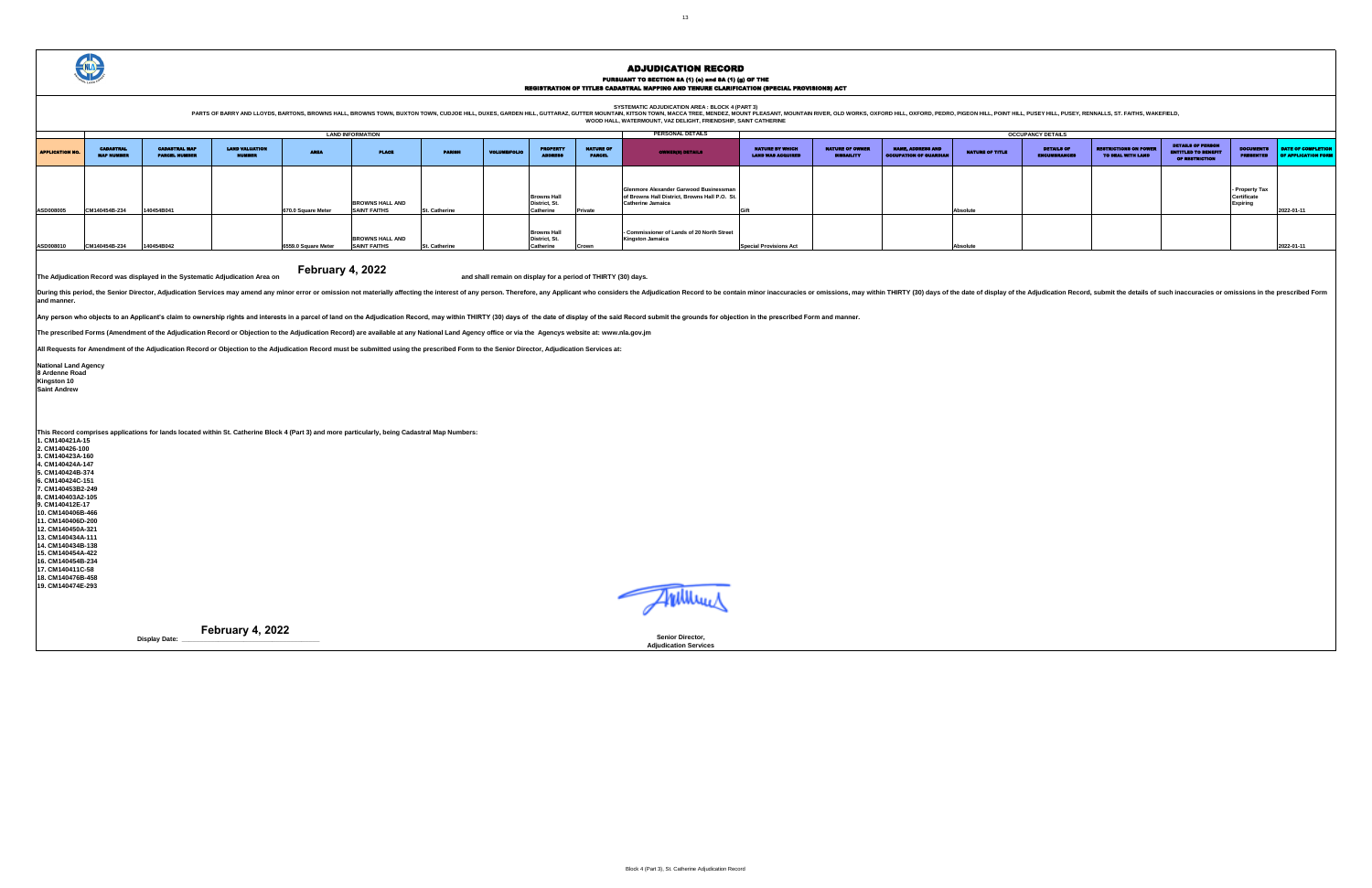# ADJUDICATION RECORD

**PURSUANT TO SECTION 8A (1) (e) and 8A (1) (g) OF THE**
**REGISTRATION OF TITLES CADASTRAL MAPPING AND TENURE CLARIFICATION (SPECIAL PROVISIONS) ACT**

**SYSTEMATIC ADJUDICATION AREA : BLOCK 4 (PART 3)**
PARTS OF BARRY AND LLOYDS, BARTONS, BROWNS HALL, BROWNS TOWN, BUXTON TOWN, CUDJOE HILL, DUXES, GARDEN HILL, GUTTARAZ, GUTTER MOUNTAIN, KITSON TOWN, MACCA TREE, MENDEZ, MOUNT PLEASANT, MOUNTAIN RIVER, OLD WORKS, OXFORD HILL, OXFORD, PEDRO, PIGEON HILL, POINT HILL, PUSEY HILL, PUSEY, RENNALLS, ST. FAITHS, WAKEFIELD, WOOD HALL, WATERMOUNT, VAZ DELIGHT, FRIENDSHIP, SAINT CATHERINE

| | LAND INFORMATION | | | | | | | | | PERSONAL DETAILS | OCCUPANCY DETAILS | | | | | | | | |
|---|---|---|---|---|---|---|---|---|---|---|---|---|---|---|---|---|---|---|---|
| APPLICATION NO. | CADASTRAL MAP NUMBER | CADASTRAL MAP PARCEL NUMBER | LAND VALUATION NUMBER | AREA | PLACE | PARISH | VOLUME/FOLIO | PROPERTY ADDRESS | NATURE OF PARCEL | OWNER(S) DETAILS | NATURE BY WHICH LAND WAS ACQUIRED | NATURE OF OWNER DISABILITY | NAME, ADDRESS AND OCCUPATION OF GUARDIAN | NATURE OF TITLE | DETAILS OF ENCUMBRANCES | RESTRICTIONS ON POWER TO DEAL WITH LAND | DETAILS OF PERSON ENTITLED TO BENEFIT OF RESTRICTION | DOCUMENTS PRESENTED | DATE OF COMPLETION OF APPLICATION FORM |
| ASD008005 | CM140454B-234 | 140454B041 | | 670.0 Square Meter | BROWNS HALL AND SAINT FAITHS | St. Catherine | | Browns Hall District, St. Catherine | Private | Glenmore Alexander Garwood Businessman of Browns Hall District, Browns Hall P.O. St. Catherine Jamaica | Gift | | | Absolute | | | | - Property Tax Certificate Expiring | 2022-01-11 |
| ASD008010 | CM140454B-234 | 140454B042 | | 6559.0 Square Meter | BROWNS HALL AND SAINT FAITHS | St. Catherine | | Browns Hall District, St. Catherine | Crown | - Commissioner of Lands of 20 North Street Kingston Jamaica | Special Provisions Act | | | Absolute | | | | | 2022-01-11 |

**The Adjudication Record was displayed in the Systematic Adjudication Area on** **February 4, 2022** **and shall remain on display for a period of THIRTY (30) days.**

**During this period, the Senior Director, Adjudication Services may amend any minor error or omission not materially affecting the interest of any person. Therefore, any Applicant who considers the Adjudication Record to be contain minor inaccuracies or omissions, may within THIRTY (30) days of the date of display of the Adjudication Record, submit the details of such inaccuracies or omissions in the prescribed Form and manner.**

**Any person who objects to an Applicant's claim to ownership rights and interests in a parcel of land on the Adjudication Record, may within THIRTY (30) days of the date of display of the said Record submit the grounds for objection in the prescribed Form and manner.**

**The prescribed Forms (Amendment of the Adjudication Record or Objection to the Adjudication Record) are available at any National Land Agency office or via the Agencys website at: www.nla.gov.jm**

**All Requests for Amendment of the Adjudication Record or Objection to the Adjudication Record must be submitted using the prescribed Form to the Senior Director, Adjudication Services at:**

**National Land Agency**
**8 Ardenne Road**
**Kingston 10**
**Saint Andrew**

**This Record comprises applications for lands located within St. Catherine Block 4 (Part 3) and more particularly, being Cadastral Map Numbers:**

1. CM140421A-15
2. CM140426-100
3. CM140423A-160
4. CM140424A-147
5. CM140424B-374
6. CM140424C-151
7. CM140453B2-249
8. CM140403A2-105
9. CM140412E-17
10. CM140406B-466
11. CM140406D-200
12. CM140450A-321
13. CM140434A-111
14. CM140434B-138
15. CM140454A-422
16. CM140454B-234
17. CM140411C-58
18. CM140476B-458
19. CM140474E-293

**Display Date:** **February 4, 2022**

**Senior Director,**
**Adjudication Services**